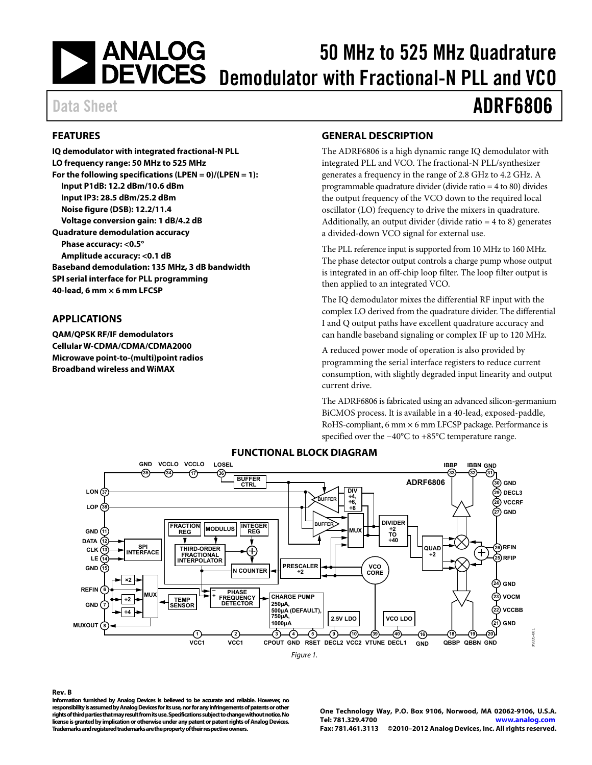# 50 MHz to 525 MHz Quadrature Demodulator with Fractional-N PLL and VCO

Data Sheet

# ADRF6806

## FEATURES

**IQ demodulator with integrated fractional-N PLL**
**LO frequency range: 50 MHz to 525 MHz**
**For the following specifications (LPEN = 0)/(LPEN = 1):**
- **Input P1dB: 12.2 dBm/10.6 dBm**
- **Input IP3: 28.5 dBm/25.2 dBm**
- **Noise figure (DSB): 12.2/11.4**
- **Voltage conversion gain: 1 dB/4.2 dB**

**Quadrature demodulation accuracy**
- **Phase accuracy: <0.5°**
- **Amplitude accuracy: <0.1 dB**

**Baseband demodulation: 135 MHz, 3 dB bandwidth**
**SPI serial interface for PLL programming**
**40-lead, 6 mm × 6 mm LFCSP**

## APPLICATIONS

**QAM/QPSK RF/IF demodulators**
**Cellular W-CDMA/CDMA/CDMA2000**
**Microwave point-to-(multi)point radios**
**Broadband wireless and WiMAX**

## GENERAL DESCRIPTION

The ADRF6806 is a high dynamic range IQ demodulator with integrated PLL and VCO. The fractional-N PLL/synthesizer generates a frequency in the range of 2.8 GHz to 4.2 GHz. A programmable quadrature divider (divide ratio = 4 to 80) divides the output frequency of the VCO down to the required local oscillator (LO) frequency to drive the mixers in quadrature. Additionally, an output divider (divide ratio = 4 to 8) generates a divided-down VCO signal for external use.

The PLL reference input is supported from 10 MHz to 160 MHz. The phase detector output controls a charge pump whose output is integrated in an off-chip loop filter. The loop filter output is then applied to an integrated VCO.

The IQ demodulator mixes the differential RF input with the complex LO derived from the quadrature divider. The differential I and Q output paths have excellent quadrature accuracy and can handle baseband signaling or complex IF up to 120 MHz.

A reduced power mode of operation is also provided by programming the serial interface registers to reduce current consumption, with slightly degraded input linearity and output current drive.

The ADRF6806 is fabricated using an advanced silicon-germanium BiCMOS process. It is available in a 40-lead, exposed-paddle, RoHS-compliant, 6 mm × 6 mm LFCSP package. Performance is specified over the −40°C to +85°C temperature range.

## FUNCTIONAL BLOCK DIAGRAM

Figure 1.

**Rev. B**

Information furnished by Analog Devices is believed to be accurate and reliable. However, no responsibility is assumed by Analog Devices for its use, nor for any infringements of patents or other rights of third parties that may result from its use. Specifications subject to change without notice. No license is granted by implication or otherwise under any patent or patent rights of Analog Devices. Trademarks and registered trademarks are the property of their respective owners.

One Technology Way, P.O. Box 9106, Norwood, MA 02062-9106, U.S.A.
Tel: 781.329.4700 www.analog.com
Fax: 781.461.3113 ©2010–2012 Analog Devices, Inc. All rights reserved.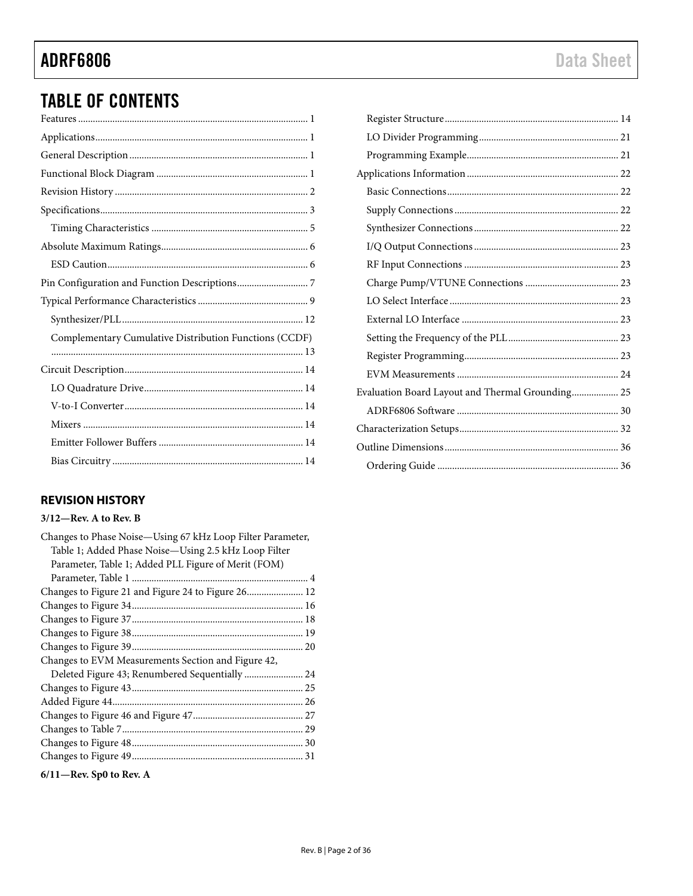# TABLE OF CONTENTS

Features ... 1
Applications ... 1
General Description ... 1
Functional Block Diagram ... 1
Revision History ... 2
Specifications ... 3
  Timing Characteristics ... 5
Absolute Maximum Ratings ... 6
  ESD Caution ... 6
Pin Configuration and Function Descriptions ... 7
Typical Performance Characteristics ... 9
  Synthesizer/PLL ... 12
  Complementary Cumulative Distribution Functions (CCDF) ... 13
Circuit Description ... 14
  LO Quadrature Drive ... 14
  V-to-I Converter ... 14
  Mixers ... 14
  Emitter Follower Buffers ... 14
  Bias Circuitry ... 14
  Register Structure ... 14
  LO Divider Programming ... 21
  Programming Example ... 21
Applications Information ... 22
  Basic Connections ... 22
  Supply Connections ... 22
  Synthesizer Connections ... 22
  I/Q Output Connections ... 23
  RF Input Connections ... 23
  Charge Pump/VTUNE Connections ... 23
  LO Select Interface ... 23
  External LO Interface ... 23
  Setting the Frequency of the PLL ... 23
  Register Programming ... 23
  EVM Measurements ... 24
Evaluation Board Layout and Thermal Grounding ... 25
  ADRF6806 Software ... 30
Characterization Setups ... 32
Outline Dimensions ... 36
  Ordering Guide ... 36

## REVISION HISTORY

**3/12—Rev. A to Rev. B**

Changes to Phase Noise—Using 67 kHz Loop Filter Parameter, Table 1; Added Phase Noise—Using 2.5 kHz Loop Filter Parameter, Table 1; Added PLL Figure of Merit (FOM) Parameter, Table 1 ... 4
Changes to Figure 21 and Figure 24 to Figure 26 ... 12
Changes to Figure 34 ... 16
Changes to Figure 37 ... 18
Changes to Figure 38 ... 19
Changes to Figure 39 ... 20
Changes to EVM Measurements Section and Figure 42, Deleted Figure 43; Renumbered Sequentially ... 24
Changes to Figure 43 ... 25
Added Figure 44 ... 26
Changes to Figure 46 and Figure 47 ... 27
Changes to Table 7 ... 29
Changes to Figure 48 ... 30
Changes to Figure 49 ... 31

**6/11—Rev. Sp0 to Rev. A**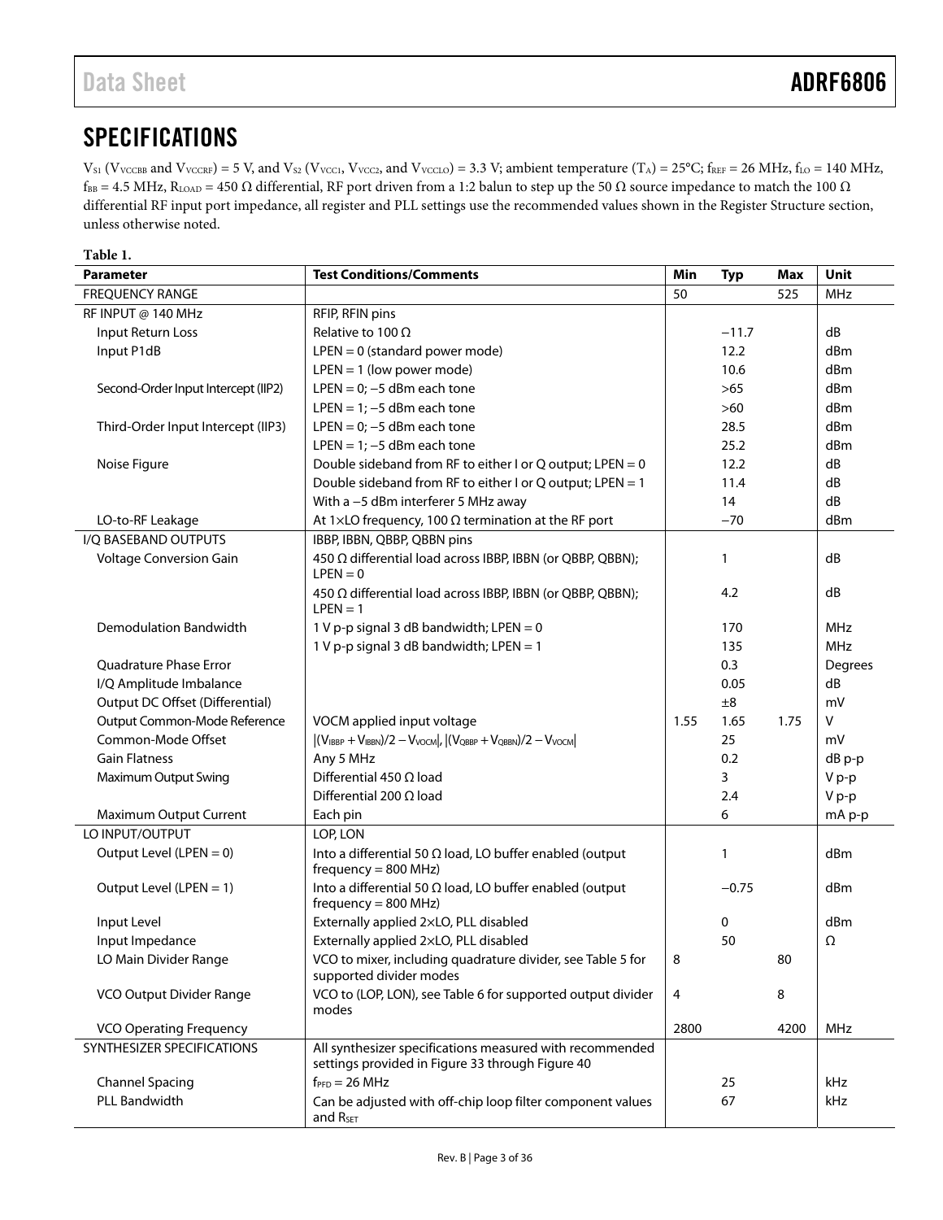## SPECIFICATIONS

$V_{S1}$ ($V_{VCCBB}$ and $V_{VCCRF}$) = 5 V, and $V_{S2}$ ($V_{VCC1}$, $V_{VCC2}$, and $V_{VCCLO}$) = 3.3 V; ambient temperature ($T_A$) = 25°C; $f_{REF}$ = 26 MHz, $f_{LO}$ = 140 MHz, $f_{BB}$ = 4.5 MHz, $R_{LOAD}$ = 450 Ω differential, RF port driven from a 1:2 balun to step up the 50 Ω source impedance to match the 100 Ω differential RF input port impedance, all register and PLL settings use the recommended values shown in the Register Structure section, unless otherwise noted.

**Table 1.**

| Parameter | Test Conditions/Comments | Min | Typ | Max | Unit |
|---|---|---|---|---|---|
| FREQUENCY RANGE | | 50 | | 525 | MHz |
| RF INPUT @ 140 MHz | RFIP, RFIN pins | | | | |
| Input Return Loss | Relative to 100 Ω | | −11.7 | | dB |
| Input P1dB | LPEN = 0 (standard power mode) | | 12.2 | | dBm |
| | LPEN = 1 (low power mode) | | 10.6 | | dBm |
| Second-Order Input Intercept (IIP2) | LPEN = 0; −5 dBm each tone | | >65 | | dBm |
| | LPEN = 1; −5 dBm each tone | | >60 | | dBm |
| Third-Order Input Intercept (IIP3) | LPEN = 0; −5 dBm each tone | | 28.5 | | dBm |
| | LPEN = 1; −5 dBm each tone | | 25.2 | | dBm |
| Noise Figure | Double sideband from RF to either I or Q output; LPEN = 0 | | 12.2 | | dB |
| | Double sideband from RF to either I or Q output; LPEN = 1 | | 11.4 | | dB |
| | With a −5 dBm interferer 5 MHz away | | 14 | | dB |
| LO-to-RF Leakage | At 1×LO frequency, 100 Ω termination at the RF port | | −70 | | dBm |
| I/Q BASEBAND OUTPUTS | IBBP, IBBN, QBBP, QBBN pins | | | | |
| Voltage Conversion Gain | 450 Ω differential load across IBBP, IBBN (or QBBP, QBBN); LPEN = 0 | | 1 | | dB |
| | 450 Ω differential load across IBBP, IBBN (or QBBP, QBBN); LPEN = 1 | | 4.2 | | dB |
| Demodulation Bandwidth | 1 V p-p signal 3 dB bandwidth; LPEN = 0 | | 170 | | MHz |
| | 1 V p-p signal 3 dB bandwidth; LPEN = 1 | | 135 | | MHz |
| Quadrature Phase Error | | | 0.3 | | Degrees |
| I/Q Amplitude Imbalance | | | 0.05 | | dB |
| Output DC Offset (Differential) | | | ±8 | | mV |
| Output Common-Mode Reference | VOCM applied input voltage | 1.55 | 1.65 | 1.75 | V |
| Common-Mode Offset | $\|(V_{IBBP} + V_{IBBN})/2 − V_{VOCM}\|$, $\|(V_{QBBP} + V_{QBBN})/2 − V_{VOCM}\|$ | | 25 | | mV |
| Gain Flatness | Any 5 MHz | | 0.2 | | dB p-p |
| Maximum Output Swing | Differential 450 Ω load | | 3 | | V p-p |
| | Differential 200 Ω load | | 2.4 | | V p-p |
| Maximum Output Current | Each pin | | 6 | | mA p-p |
| LO INPUT/OUTPUT | LOP, LON | | | | |
| Output Level (LPEN = 0) | Into a differential 50 Ω load, LO buffer enabled (output frequency = 800 MHz) | | 1 | | dBm |
| Output Level (LPEN = 1) | Into a differential 50 Ω load, LO buffer enabled (output frequency = 800 MHz) | | −0.75 | | dBm |
| Input Level | Externally applied 2×LO, PLL disabled | | 0 | | dBm |
| Input Impedance | Externally applied 2×LO, PLL disabled | | 50 | | Ω |
| LO Main Divider Range | VCO to mixer, including quadrature divider, see Table 5 for supported divider modes | 8 | | 80 | |
| VCO Output Divider Range | VCO to (LOP, LON), see Table 6 for supported output divider modes | 4 | | 8 | |
| VCO Operating Frequency | | 2800 | | 4200 | MHz |
| SYNTHESIZER SPECIFICATIONS | All synthesizer specifications measured with recommended settings provided in Figure 33 through Figure 40 | | | | |
| Channel Spacing | $f_{PFD}$ = 26 MHz | | 25 | | kHz |
| PLL Bandwidth | Can be adjusted with off-chip loop filter component values and $R_{SET}$ | | 67 | | kHz |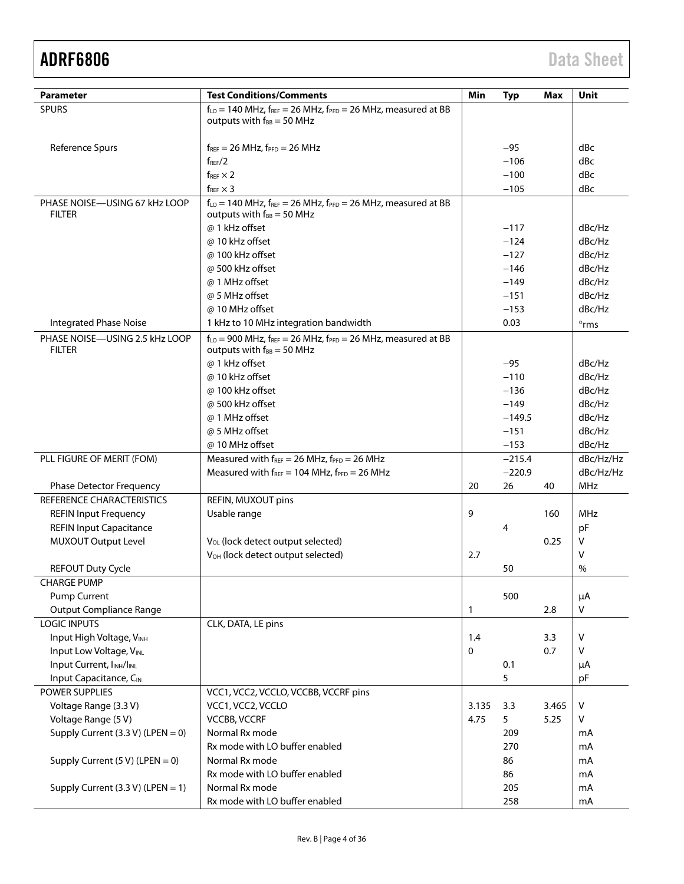| Parameter | Test Conditions/Comments | Min | Typ | Max | Unit |
|---|---|---|---|---|---|
| SPURS | $f_{LO}$ = 140 MHz, $f_{REF}$ = 26 MHz, $f_{PFD}$ = 26 MHz, measured at BB outputs with $f_{BB}$ = 50 MHz | | | | |
| Reference Spurs | $f_{REF}$ = 26 MHz, $f_{PFD}$ = 26 MHz | | −95 | | dBc |
| | $f_{REF}/2$ | | −106 | | dBc |
| | $f_{REF} \times 2$ | | −100 | | dBc |
| | $f_{REF} \times 3$ | | −105 | | dBc |
| PHASE NOISE—USING 67 kHz LOOP FILTER | $f_{LO}$ = 140 MHz, $f_{REF}$ = 26 MHz, $f_{PFD}$ = 26 MHz, measured at BB outputs with $f_{BB}$ = 50 MHz | | | | |
| | @ 1 kHz offset | | −117 | | dBc/Hz |
| | @ 10 kHz offset | | −124 | | dBc/Hz |
| | @ 100 kHz offset | | −127 | | dBc/Hz |
| | @ 500 kHz offset | | −146 | | dBc/Hz |
| | @ 1 MHz offset | | −149 | | dBc/Hz |
| | @ 5 MHz offset | | −151 | | dBc/Hz |
| | @ 10 MHz offset | | −153 | | dBc/Hz |
| Integrated Phase Noise | 1 kHz to 10 MHz integration bandwidth | | 0.03 | | °rms |
| PHASE NOISE—USING 2.5 kHz LOOP FILTER | $f_{LO}$ = 900 MHz, $f_{REF}$ = 26 MHz, $f_{PFD}$ = 26 MHz, measured at BB outputs with $f_{BB}$ = 50 MHz | | | | |
| | @ 1 kHz offset | | −95 | | dBc/Hz |
| | @ 10 kHz offset | | −110 | | dBc/Hz |
| | @ 100 kHz offset | | −136 | | dBc/Hz |
| | @ 500 kHz offset | | −149 | | dBc/Hz |
| | @ 1 MHz offset | | −149.5 | | dBc/Hz |
| | @ 5 MHz offset | | −151 | | dBc/Hz |
| | @ 10 MHz offset | | −153 | | dBc/Hz |
| PLL FIGURE OF MERIT (FOM) | Measured with $f_{REF}$ = 26 MHz, $f_{PFD}$ = 26 MHz | | −215.4 | | dBc/Hz/Hz |
| | Measured with $f_{REF}$ = 104 MHz, $f_{PFD}$ = 26 MHz | | −220.9 | | dBc/Hz/Hz |
| Phase Detector Frequency | | 20 | 26 | 40 | MHz |
| REFERENCE CHARACTERISTICS | REFIN, MUXOUT pins | | | | |
| REFIN Input Frequency | Usable range | 9 | | 160 | MHz |
| REFIN Input Capacitance | | | 4 | | pF |
| MUXOUT Output Level | $V_{OL}$ (lock detect output selected) | | | 0.25 | V |
| | $V_{OH}$ (lock detect output selected) | 2.7 | | | V |
| REFOUT Duty Cycle | | | 50 | | % |
| CHARGE PUMP | | | | | |
| Pump Current | | | 500 | | μA |
| Output Compliance Range | | 1 | | 2.8 | V |
| LOGIC INPUTS | CLK, DATA, LE pins | | | | |
| Input High Voltage, $V_{INH}$ | | 1.4 | | 3.3 | V |
| Input Low Voltage, $V_{INL}$ | | 0 | | 0.7 | V |
| Input Current, $I_{INH}/I_{INL}$ | | | 0.1 | | μA |
| Input Capacitance, $C_{IN}$ | | | 5 | | pF |
| POWER SUPPLIES | VCC1, VCC2, VCCLO, VCCBB, VCCRF pins | | | | |
| Voltage Range (3.3 V) | VCC1, VCC2, VCCLO | 3.135 | 3.3 | 3.465 | V |
| Voltage Range (5 V) | VCCBB, VCCRF | 4.75 | 5 | 5.25 | V |
| Supply Current (3.3 V) (LPEN = 0) | Normal Rx mode | | 209 | | mA |
| | Rx mode with LO buffer enabled | | 270 | | mA |
| Supply Current (5 V) (LPEN = 0) | Normal Rx mode | | 86 | | mA |
| | Rx mode with LO buffer enabled | | 86 | | mA |
| Supply Current (3.3 V) (LPEN = 1) | Normal Rx mode | | 205 | | mA |
| | Rx mode with LO buffer enabled | | 258 | | mA |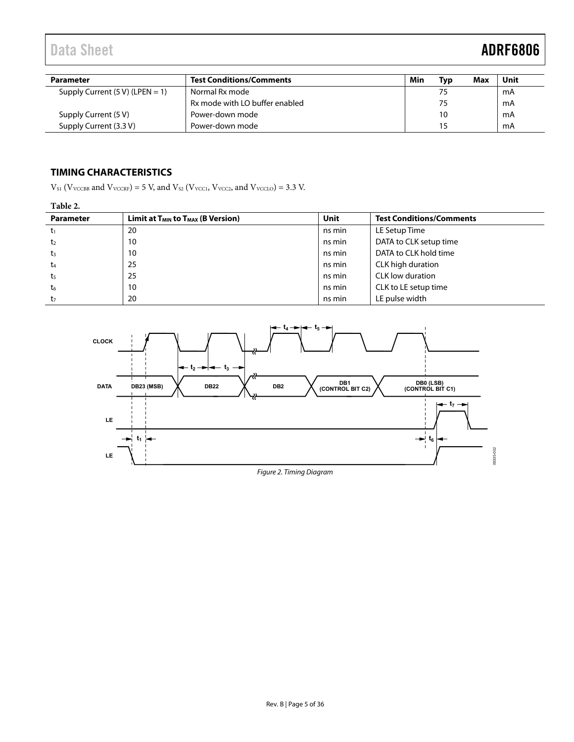| Parameter | Test Conditions/Comments | Min | Typ | Max | Unit |
|---|---|---|---|---|---|
| Supply Current (5 V) (LPEN = 1) | Normal Rx mode | | 75 | | mA |
| | Rx mode with LO buffer enabled | | 75 | | mA |
| Supply Current (5 V) | Power-down mode | | 10 | | mA |
| Supply Current (3.3 V) | Power-down mode | | 15 | | mA |

## TIMING CHARACTERISTICS

$V_{S1}$ ($V_{VCCBB}$ and $V_{VCCRF}$) = 5 V, and $V_{S2}$ ($V_{VCC1}$, $V_{VCC2}$, and $V_{VCCLO}$) = 3.3 V.

**Table 2.**

| Parameter | Limit at $T_{MIN}$ to $T_{MAX}$ (B Version) | Unit | Test Conditions/Comments |
|---|---|---|---|
| $t_1$ | 20 | ns min | LE Setup Time |
| $t_2$ | 10 | ns min | DATA to CLK setup time |
| $t_3$ | 10 | ns min | DATA to CLK hold time |
| $t_4$ | 25 | ns min | CLK high duration |
| $t_5$ | 25 | ns min | CLK low duration |
| $t_6$ | 10 | ns min | CLK to LE setup time |
| $t_7$ | 20 | ns min | LE pulse width |

*Figure 2. Timing Diagram*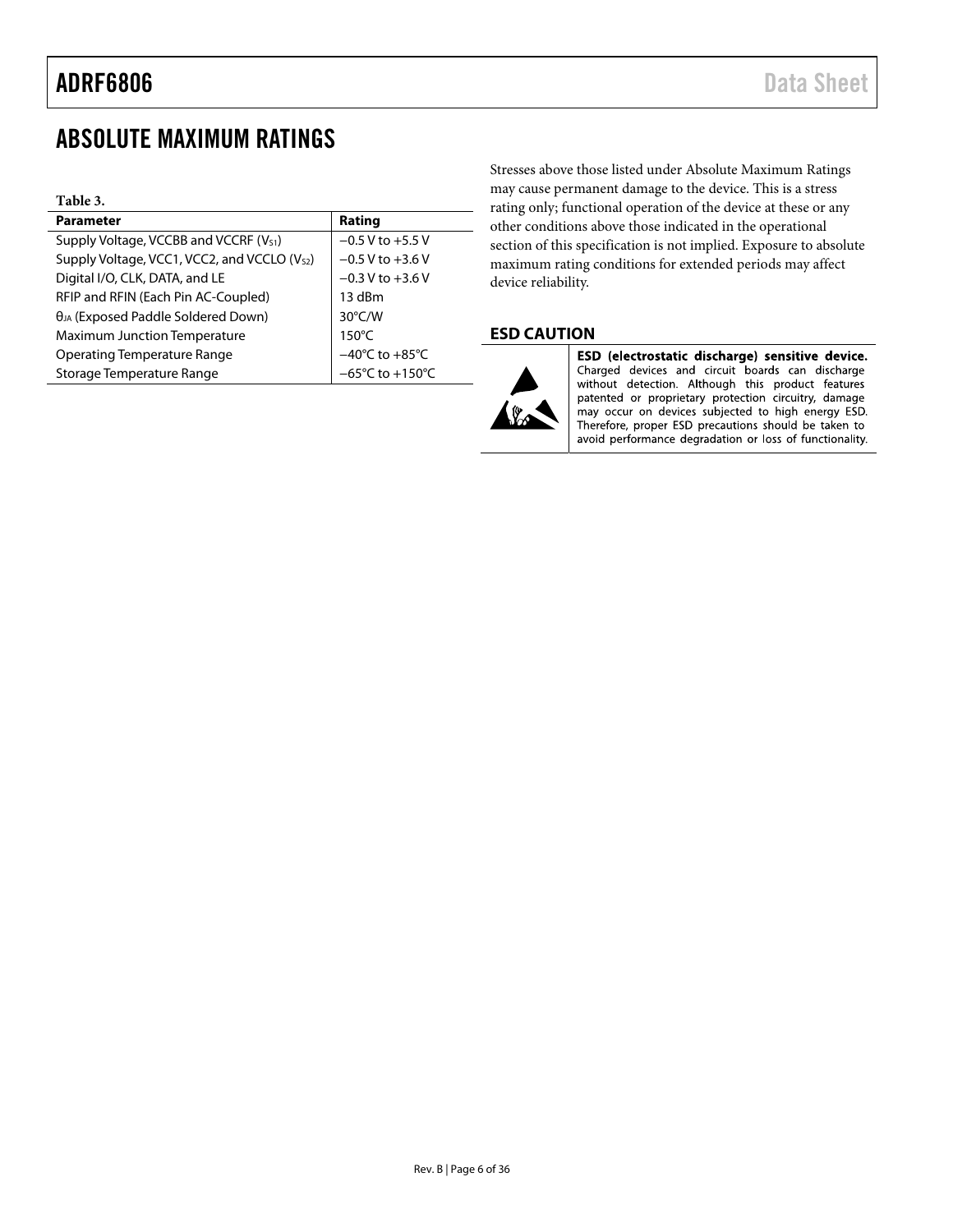# ABSOLUTE MAXIMUM RATINGS

**Table 3.**

| Parameter | Rating |
|---|---|
| Supply Voltage, VCCBB and VCCRF ($V_{S1}$) | −0.5 V to +5.5 V |
| Supply Voltage, VCC1, VCC2, and VCCLO ($V_{S2}$) | −0.5 V to +3.6 V |
| Digital I/O, CLK, DATA, and LE | −0.3 V to +3.6 V |
| RFIP and RFIN (Each Pin AC-Coupled) | 13 dBm |
| $\theta_{JA}$ (Exposed Paddle Soldered Down) | 30°C/W |
| Maximum Junction Temperature | 150°C |
| Operating Temperature Range | −40°C to +85°C |
| Storage Temperature Range | −65°C to +150°C |

Stresses above those listed under Absolute Maximum Ratings may cause permanent damage to the device. This is a stress rating only; functional operation of the device at these or any other conditions above those indicated in the operational section of this specification is not implied. Exposure to absolute maximum rating conditions for extended periods may affect device reliability.

## ESD CAUTION

**ESD (electrostatic discharge) sensitive device.** Charged devices and circuit boards can discharge without detection. Although this product features patented or proprietary protection circuitry, damage may occur on devices subjected to high energy ESD. Therefore, proper ESD precautions should be taken to avoid performance degradation or loss of functionality.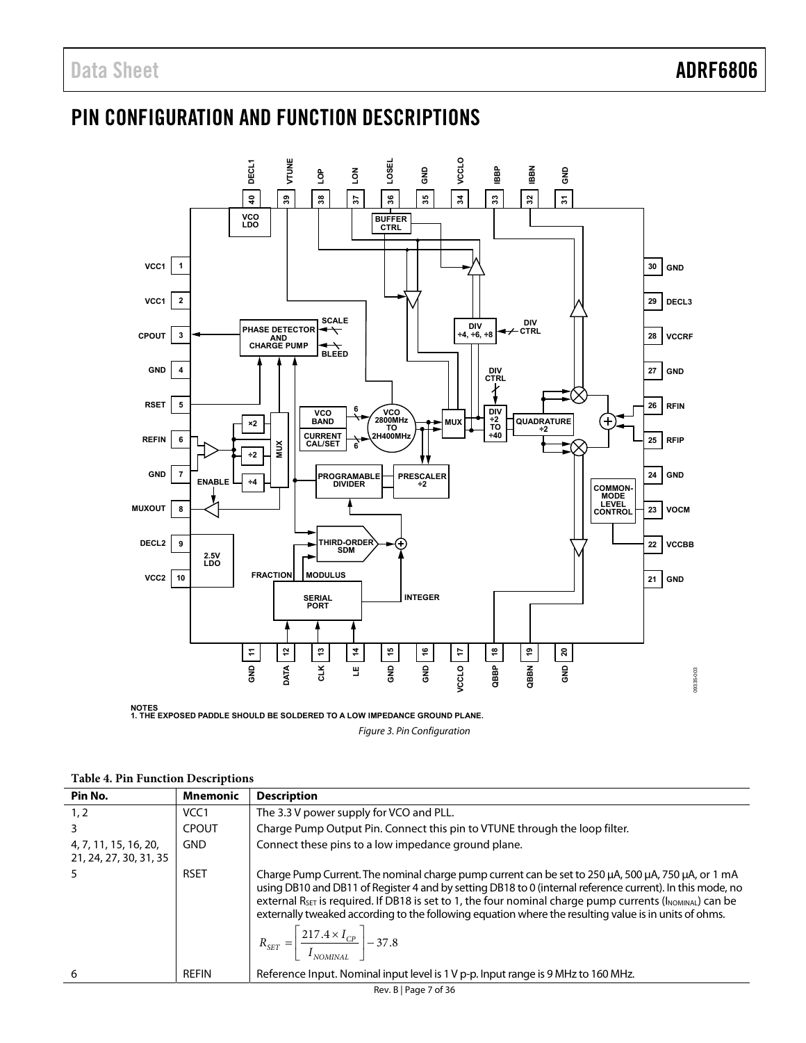# PIN CONFIGURATION AND FUNCTION DESCRIPTIONS

NOTES
1. THE EXPOSED PADDLE SHOULD BE SOLDERED TO A LOW IMPEDANCE GROUND PLANE.

*Figure 3. Pin Configuration*

**Table 4. Pin Function Descriptions**

| Pin No. | Mnemonic | Description |
|---|---|---|
| 1, 2 | VCC1 | The 3.3 V power supply for VCO and PLL. |
| 3 | CPOUT | Charge Pump Output Pin. Connect this pin to VTUNE through the loop filter. |
| 4, 7, 11, 15, 16, 20, 21, 24, 27, 30, 31, 35 | GND | Connect these pins to a low impedance ground plane. |
| 5 | RSET | Charge Pump Current. The nominal charge pump current can be set to 250 µA, 500 µA, 750 µA, or 1 mA using DB10 and DB11 of Register 4 and by setting DB18 to 0 (internal reference current). In this mode, no external $R_{SET}$ is required. If DB18 is set to 1, the four nominal charge pump currents ($I_{NOMINAL}$) can be externally tweaked according to the following equation where the resulting value is in units of ohms. $R_{SET} = \left[\frac{217.4 \times I_{CP}}{I_{NOMINAL}}\right] - 37.8$ |
| 6 | REFIN | Reference Input. Nominal input level is 1 V p-p. Input range is 9 MHz to 160 MHz. |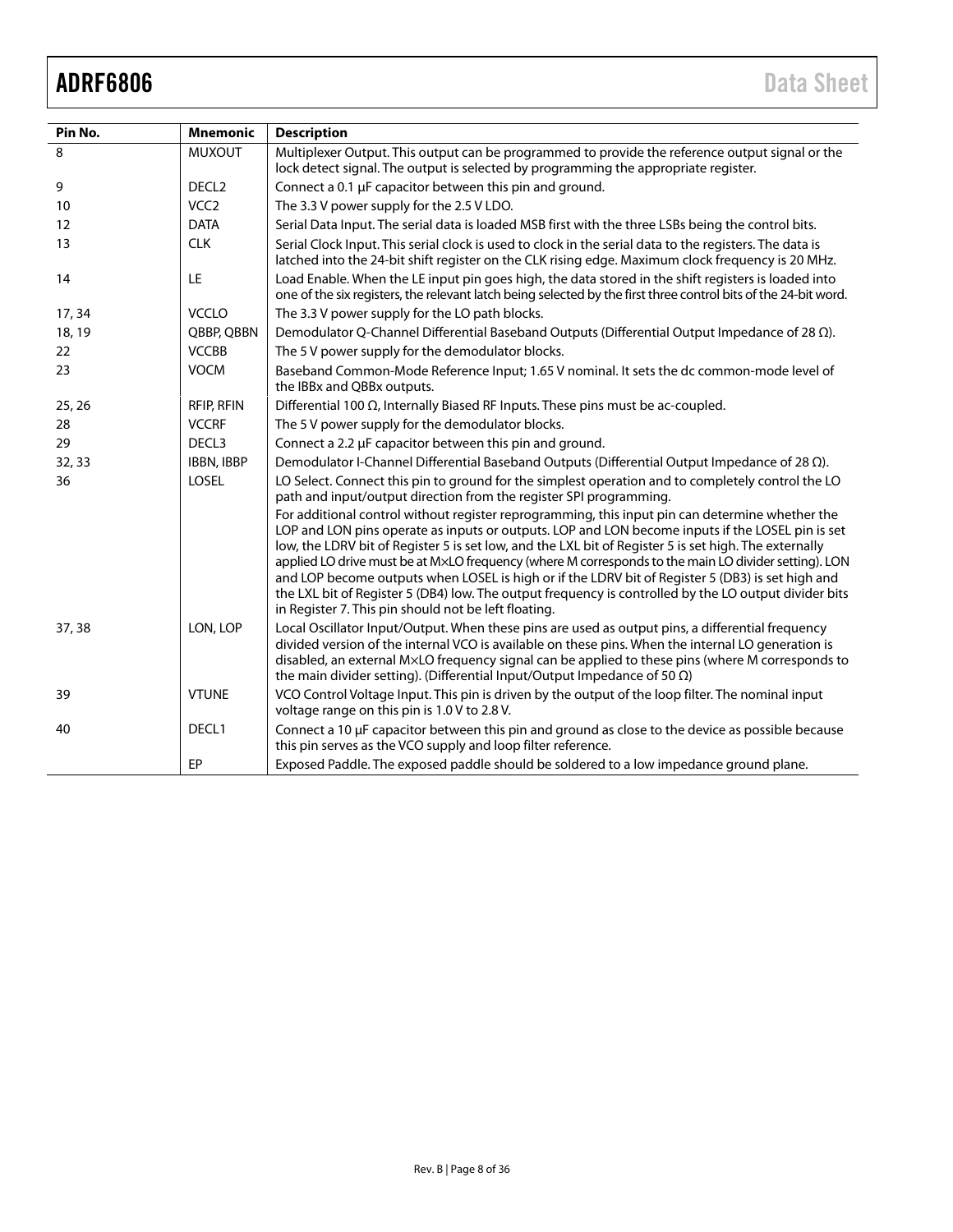| Pin No. | Mnemonic | Description |
|---|---|---|
| 8 | MUXOUT | Multiplexer Output. This output can be programmed to provide the reference output signal or the lock detect signal. The output is selected by programming the appropriate register. |
| 9 | DECL2 | Connect a 0.1 µF capacitor between this pin and ground. |
| 10 | VCC2 | The 3.3 V power supply for the 2.5 V LDO. |
| 12 | DATA | Serial Data Input. The serial data is loaded MSB first with the three LSBs being the control bits. |
| 13 | CLK | Serial Clock Input. This serial clock is used to clock in the serial data to the registers. The data is latched into the 24-bit shift register on the CLK rising edge. Maximum clock frequency is 20 MHz. |
| 14 | LE | Load Enable. When the LE input pin goes high, the data stored in the shift registers is loaded into one of the six registers, the relevant latch being selected by the first three control bits of the 24-bit word. |
| 17, 34 | VCCLO | The 3.3 V power supply for the LO path blocks. |
| 18, 19 | QBBP, QBBN | Demodulator Q-Channel Differential Baseband Outputs (Differential Output Impedance of 28 Ω). |
| 22 | VCCBB | The 5 V power supply for the demodulator blocks. |
| 23 | VOCM | Baseband Common-Mode Reference Input; 1.65 V nominal. It sets the dc common-mode level of the IBBx and QBBx outputs. |
| 25, 26 | RFIP, RFIN | Differential 100 Ω, Internally Biased RF Inputs. These pins must be ac-coupled. |
| 28 | VCCRF | The 5 V power supply for the demodulator blocks. |
| 29 | DECL3 | Connect a 2.2 µF capacitor between this pin and ground. |
| 32, 33 | IBBN, IBBP | Demodulator I-Channel Differential Baseband Outputs (Differential Output Impedance of 28 Ω). |
| 36 | LOSEL | LO Select. Connect this pin to ground for the simplest operation and to completely control the LO path and input/output direction from the register SPI programming. For additional control without register reprogramming, this input pin can determine whether the LOP and LON pins operate as inputs or outputs. LOP and LON become inputs if the LOSEL pin is set low, the LDRV bit of Register 5 is set low, and the LXL bit of Register 5 is set high. The externally applied LO drive must be at M×LO frequency (where M corresponds to the main LO divider setting). LON and LOP become outputs when LOSEL is high or if the LDRV bit of Register 5 (DB3) is set high and the LXL bit of Register 5 (DB4) low. The output frequency is controlled by the LO output divider bits in Register 7. This pin should not be left floating. |
| 37, 38 | LON, LOP | Local Oscillator Input/Output. When these pins are used as output pins, a differential frequency divided version of the internal VCO is available on these pins. When the internal LO generation is disabled, an external M×LO frequency signal can be applied to these pins (where M corresponds to the main divider setting). (Differential Input/Output Impedance of 50 Ω) |
| 39 | VTUNE | VCO Control Voltage Input. This pin is driven by the output of the loop filter. The nominal input voltage range on this pin is 1.0 V to 2.8 V. |
| 40 | DECL1 | Connect a 10 µF capacitor between this pin and ground as close to the device as possible because this pin serves as the VCO supply and loop filter reference. |
| | EP | Exposed Paddle. The exposed paddle should be soldered to a low impedance ground plane. |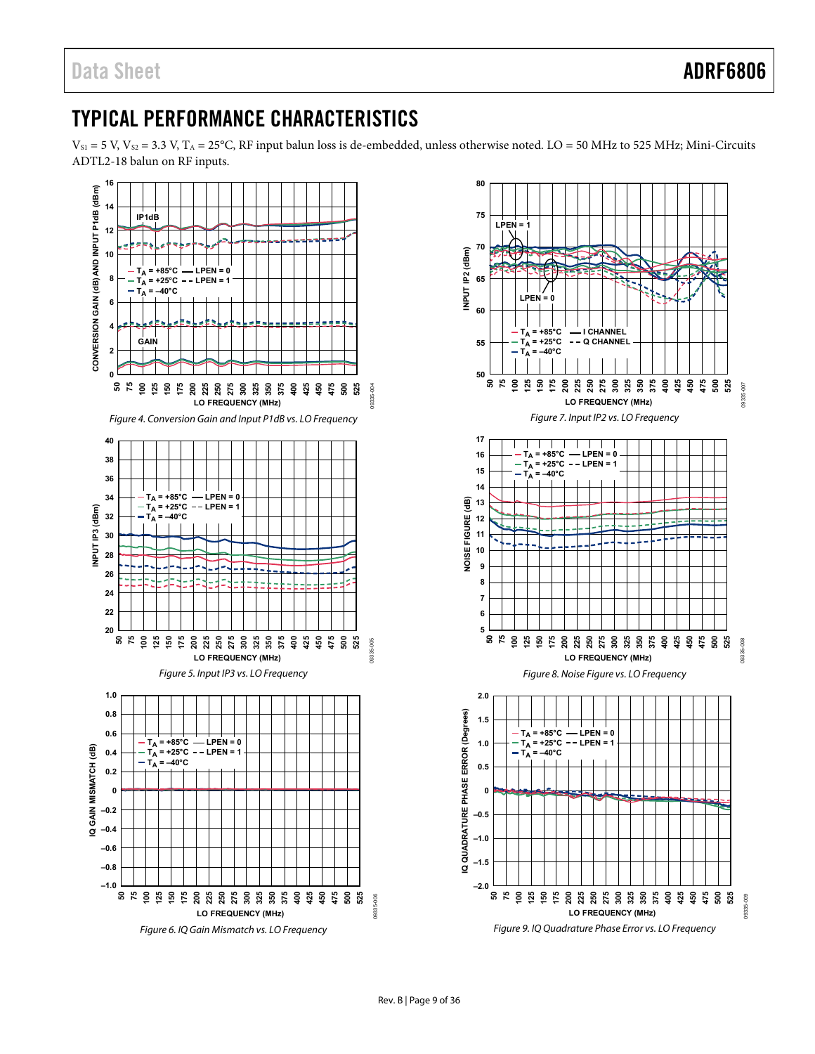# TYPICAL PERFORMANCE CHARACTERISTICS

$V_{S1}$ = 5 V, $V_{S2}$ = 3.3 V, $T_A$ = 25°C, RF input balun loss is de-embedded, unless otherwise noted. LO = 50 MHz to 525 MHz; Mini-Circuits ADTL2-18 balun on RF inputs.

*Figure 4. Conversion Gain and Input P1dB vs. LO Frequency*

*Figure 5. Input IP3 vs. LO Frequency*

*Figure 6. IQ Gain Mismatch vs. LO Frequency*

*Figure 7. Input IP2 vs. LO Frequency*

*Figure 8. Noise Figure vs. LO Frequency*

*Figure 9. IQ Quadrature Phase Error vs. LO Frequency*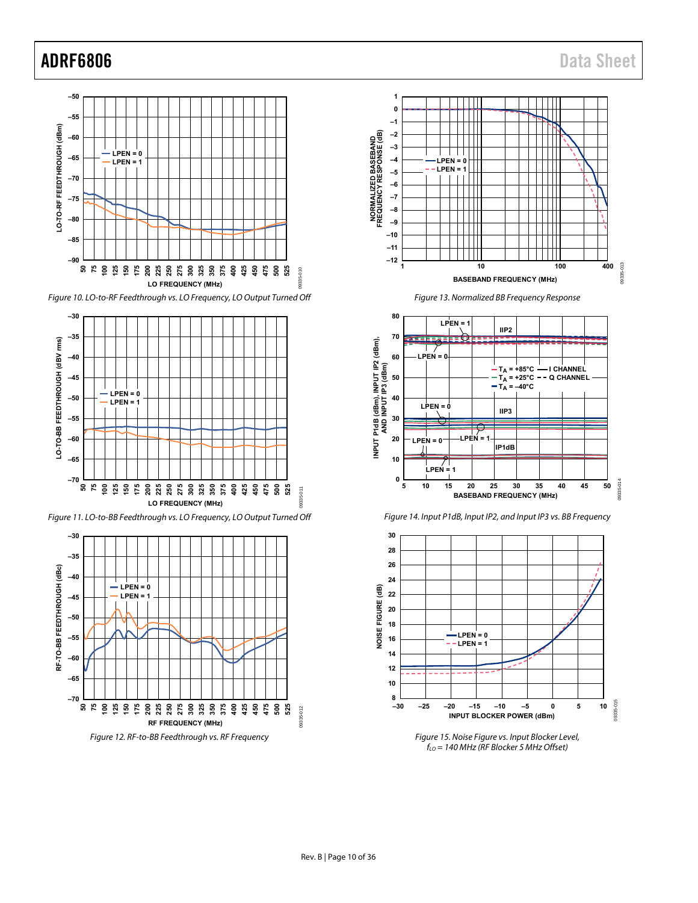Figure 10. LO-to-RF Feedthrough vs. LO Frequency, LO Output Turned Off

Figure 11. LO-to-BB Feedthrough vs. LO Frequency, LO Output Turned Off

Figure 12. RF-to-BB Feedthrough vs. RF Frequency

Figure 13. Normalized BB Frequency Response

Figure 14. Input P1dB, Input IP2, and Input IP3 vs. BB Frequency

Figure 15. Noise Figure vs. Input Blocker Level, $f_{LO}$ = 140 MHz (RF Blocker 5 MHz Offset)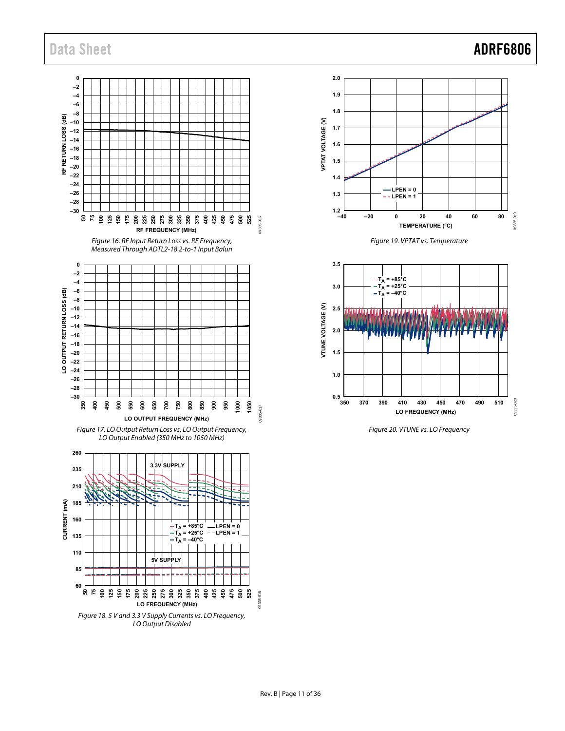Figure 16. RF Input Return Loss vs. RF Frequency, Measured Through ADTL2-18 2-to-1 Input Balun

Figure 17. LO Output Return Loss vs. LO Output Frequency, LO Output Enabled (350 MHz to 1050 MHz)

Figure 18. 5 V and 3.3 V Supply Currents vs. LO Frequency, LO Output Disabled

Figure 19. VPTAT vs. Temperature

Figure 20. VTUNE vs. LO Frequency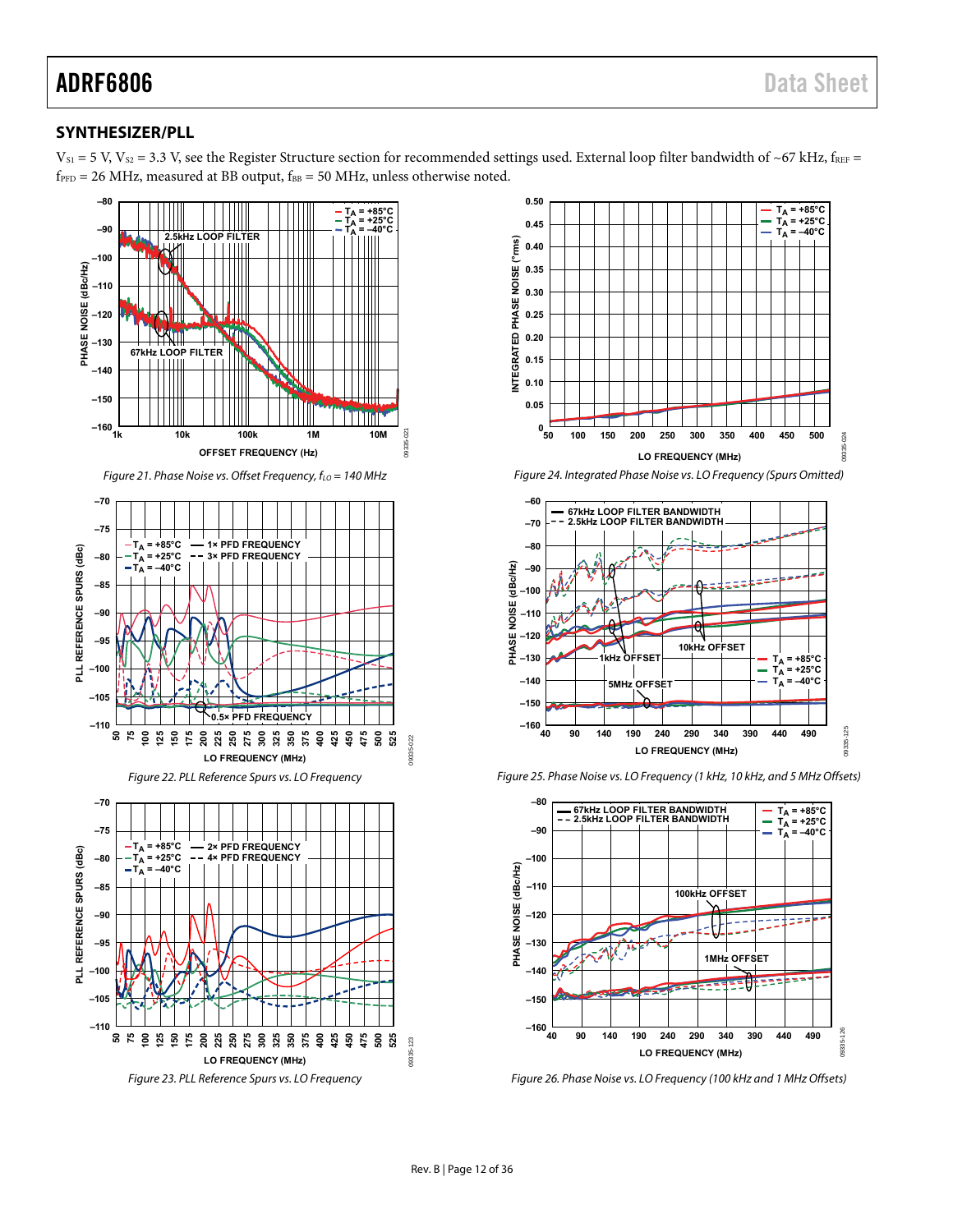## SYNTHESIZER/PLL

$V_{S1}$ = 5 V, $V_{S2}$ = 3.3 V, see the Register Structure section for recommended settings used. External loop filter bandwidth of ~67 kHz, $f_{REF}$ = $f_{PFD}$ = 26 MHz, measured at BB output, $f_{BB}$ = 50 MHz, unless otherwise noted.

*Figure 21. Phase Noise vs. Offset Frequency, $f_{LO}$ = 140 MHz*

*Figure 22. PLL Reference Spurs vs. LO Frequency*

*Figure 23. PLL Reference Spurs vs. LO Frequency*

*Figure 24. Integrated Phase Noise vs. LO Frequency (Spurs Omitted)*

*Figure 25. Phase Noise vs. LO Frequency (1 kHz, 10 kHz, and 5 MHz Offsets)*

*Figure 26. Phase Noise vs. LO Frequency (100 kHz and 1 MHz Offsets)*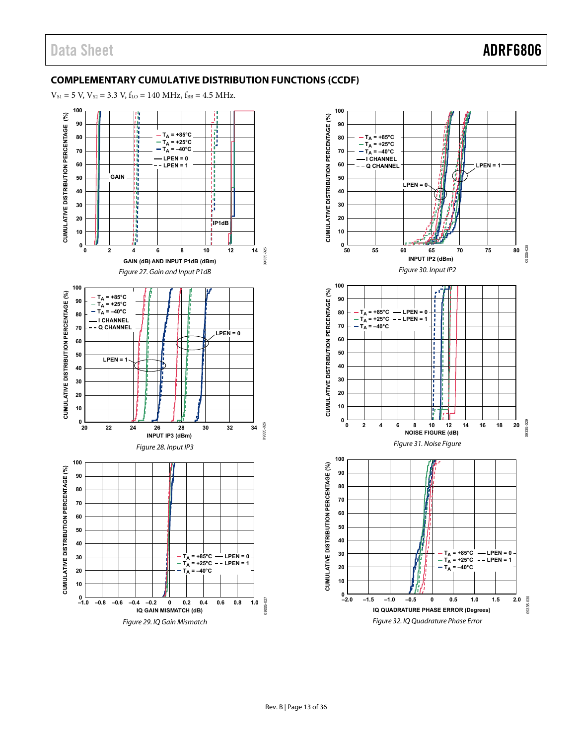## COMPLEMENTARY CUMULATIVE DISTRIBUTION FUNCTIONS (CCDF)

$V_{S1}$ = 5 V, $V_{S2}$ = 3.3 V, $f_{LO}$ = 140 MHz, $f_{BB}$ = 4.5 MHz.

*Figure 27. Gain and Input P1dB*

*Figure 28. Input IP3*

*Figure 29. IQ Gain Mismatch*

*Figure 30. Input IP2*

*Figure 31. Noise Figure*

*Figure 32. IQ Quadrature Phase Error*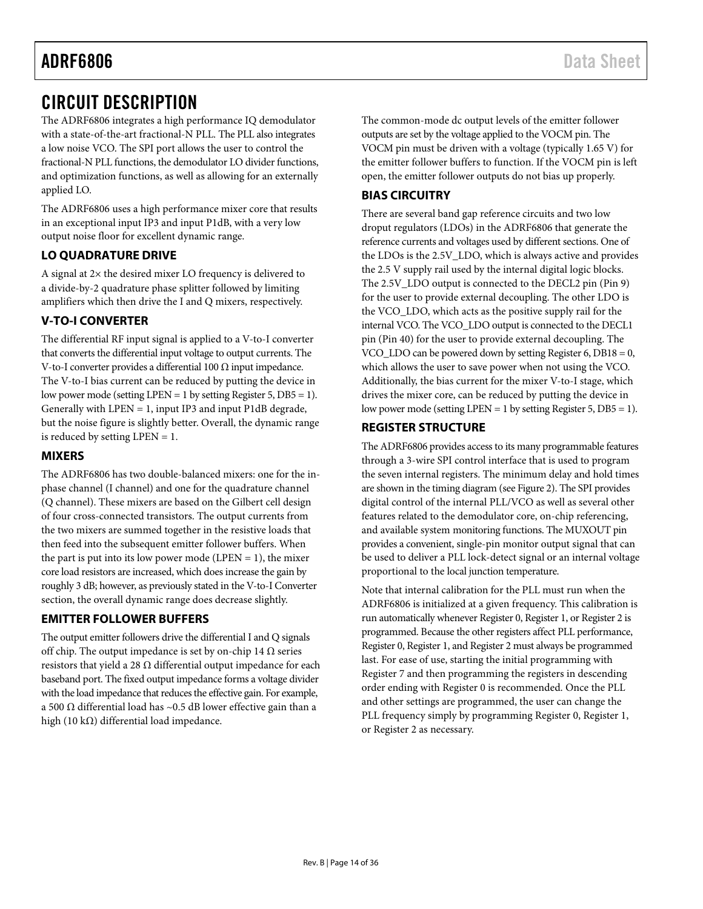# CIRCUIT DESCRIPTION

The ADRF6806 integrates a high performance IQ demodulator with a state-of-the-art fractional-N PLL. The PLL also integrates a low noise VCO. The SPI port allows the user to control the fractional-N PLL functions, the demodulator LO divider functions, and optimization functions, as well as allowing for an externally applied LO.

The ADRF6806 uses a high performance mixer core that results in an exceptional input IP3 and input P1dB, with a very low output noise floor for excellent dynamic range.

## LO QUADRATURE DRIVE

A signal at 2× the desired mixer LO frequency is delivered to a divide-by-2 quadrature phase splitter followed by limiting amplifiers which then drive the I and Q mixers, respectively.

## V-TO-I CONVERTER

The differential RF input signal is applied to a V-to-I converter that converts the differential input voltage to output currents. The V-to-I converter provides a differential 100 Ω input impedance. The V-to-I bias current can be reduced by putting the device in low power mode (setting LPEN = 1 by setting Register 5, DB5 = 1). Generally with LPEN = 1, input IP3 and input P1dB degrade, but the noise figure is slightly better. Overall, the dynamic range is reduced by setting LPEN = 1.

## MIXERS

The ADRF6806 has two double-balanced mixers: one for the in-phase channel (I channel) and one for the quadrature channel (Q channel). These mixers are based on the Gilbert cell design of four cross-connected transistors. The output currents from the two mixers are summed together in the resistive loads that then feed into the subsequent emitter follower buffers. When the part is put into its low power mode (LPEN = 1), the mixer core load resistors are increased, which does increase the gain by roughly 3 dB; however, as previously stated in the V-to-I Converter section, the overall dynamic range does decrease slightly.

## EMITTER FOLLOWER BUFFERS

The output emitter followers drive the differential I and Q signals off chip. The output impedance is set by on-chip 14 Ω series resistors that yield a 28 Ω differential output impedance for each baseband port. The fixed output impedance forms a voltage divider with the load impedance that reduces the effective gain. For example, a 500 Ω differential load has ~0.5 dB lower effective gain than a high (10 kΩ) differential load impedance.

The common-mode dc output levels of the emitter follower outputs are set by the voltage applied to the VOCM pin. The VOCM pin must be driven with a voltage (typically 1.65 V) for the emitter follower buffers to function. If the VOCM pin is left open, the emitter follower outputs do not bias up properly.

## BIAS CIRCUITRY

There are several band gap reference circuits and two low dropout regulators (LDOs) in the ADRF6806 that generate the reference currents and voltages used by different sections. One of the LDOs is the 2.5V_LDO, which is always active and provides the 2.5 V supply rail used by the internal digital logic blocks. The 2.5V_LDO output is connected to the DECL2 pin (Pin 9) for the user to provide external decoupling. The other LDO is the VCO_LDO, which acts as the positive supply rail for the internal VCO. The VCO_LDO output is connected to the DECL1 pin (Pin 40) for the user to provide external decoupling. The VCO_LDO can be powered down by setting Register 6, DB18 = 0, which allows the user to save power when not using the VCO. Additionally, the bias current for the mixer V-to-I stage, which drives the mixer core, can be reduced by putting the device in low power mode (setting LPEN = 1 by setting Register 5, DB5 = 1).

## REGISTER STRUCTURE

The ADRF6806 provides access to its many programmable features through a 3-wire SPI control interface that is used to program the seven internal registers. The minimum delay and hold times are shown in the timing diagram (see Figure 2). The SPI provides digital control of the internal PLL/VCO as well as several other features related to the demodulator core, on-chip referencing, and available system monitoring functions. The MUXOUT pin provides a convenient, single-pin monitor output signal that can be used to deliver a PLL lock-detect signal or an internal voltage proportional to the local junction temperature.

Note that internal calibration for the PLL must run when the ADRF6806 is initialized at a given frequency. This calibration is run automatically whenever Register 0, Register 1, or Register 2 is programmed. Because the other registers affect PLL performance, Register 0, Register 1, and Register 2 must always be programmed last. For ease of use, starting the initial programming with Register 7 and then programming the registers in descending order ending with Register 0 is recommended. Once the PLL and other settings are programmed, the user can change the PLL frequency simply by programming Register 0, Register 1, or Register 2 as necessary.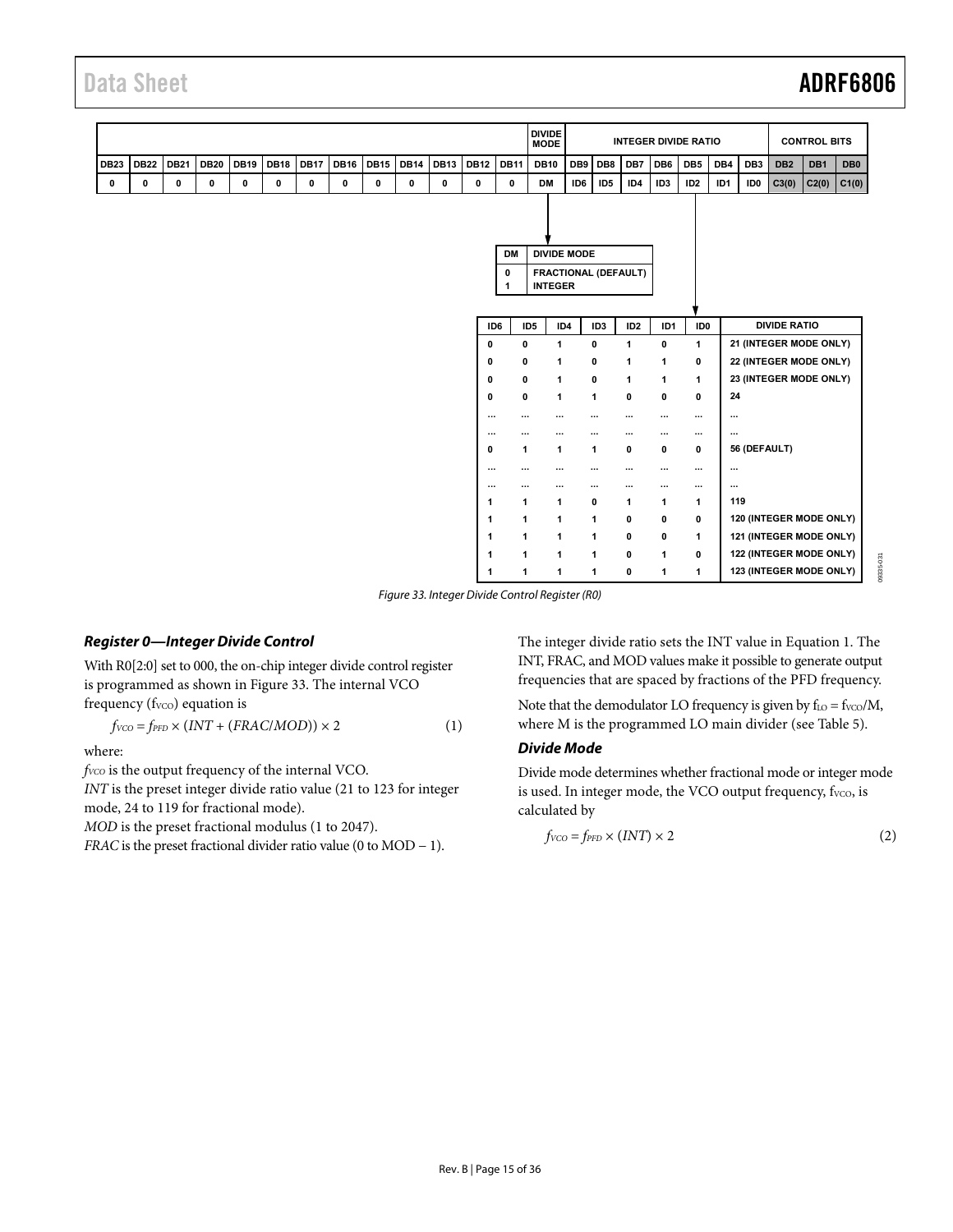| | | | | | | | | | | | | | DIVIDE MODE | INTEGER DIVIDE RATIO | | | | | | | | CONTROL BITS | | |
|---|---|---|---|---|---|---|---|---|---|---|---|---|---|---|---|---|---|---|---|---|---|---|---|
| DB23 | DB22 | DB21 | DB20 | DB19 | DB18 | DB17 | DB16 | DB15 | DB14 | DB13 | DB12 | DB11 | DB10 | DB9 | DB8 | DB7 | DB6 | DB5 | DB4 | DB3 | DB2 | DB1 | DB0 |
| 0 | 0 | 0 | 0 | 0 | 0 | 0 | 0 | 0 | 0 | 0 | 0 | 0 | DM | ID6 | ID5 | ID4 | ID3 | ID2 | ID1 | ID0 | C3(0) | C2(0) | C1(0) |

| DM | DIVIDE MODE |
|---|---|
| 0 | FRACTIONAL (DEFAULT) |
| 1 | INTEGER |

| ID6 | ID5 | ID4 | ID3 | ID2 | ID1 | ID0 | DIVIDE RATIO |
|---|---|---|---|---|---|---|---|
| 0 | 0 | 1 | 0 | 1 | 0 | 1 | 21 (INTEGER MODE ONLY) |
| 0 | 0 | 1 | 0 | 1 | 1 | 0 | 22 (INTEGER MODE ONLY) |
| 0 | 0 | 1 | 0 | 1 | 1 | 1 | 23 (INTEGER MODE ONLY) |
| 0 | 0 | 1 | 1 | 0 | 0 | 0 | 24 |
| ... | ... | ... | ... | ... | ... | ... | ... |
| ... | ... | ... | ... | ... | ... | ... | ... |
| 0 | 1 | 1 | 1 | 0 | 0 | 0 | 56 (DEFAULT) |
| ... | ... | ... | ... | ... | ... | ... | ... |
| ... | ... | ... | ... | ... | ... | ... | ... |
| 1 | 1 | 1 | 0 | 1 | 1 | 1 | 119 |
| 1 | 1 | 1 | 1 | 0 | 0 | 0 | 120 (INTEGER MODE ONLY) |
| 1 | 1 | 1 | 1 | 0 | 0 | 1 | 121 (INTEGER MODE ONLY) |
| 1 | 1 | 1 | 1 | 0 | 1 | 0 | 122 (INTEGER MODE ONLY) |
| 1 | 1 | 1 | 1 | 0 | 1 | 1 | 123 (INTEGER MODE ONLY) |

Figure 33. Integer Divide Control Register (R0)

### *Register 0—Integer Divide Control*

With R0[2:0] set to 000, the on-chip integer divide control register is programmed as shown in Figure 33. The internal VCO frequency ($f_{VCO}$) equation is

$$f_{VCO} = f_{PFD} \times (INT + (FRAC/MOD)) \times 2 \quad (1)$$

where:
$f_{VCO}$ is the output frequency of the internal VCO.
*INT* is the preset integer divide ratio value (21 to 123 for integer mode, 24 to 119 for fractional mode).
*MOD* is the preset fractional modulus (1 to 2047).
*FRAC* is the preset fractional divider ratio value (0 to MOD − 1).

The integer divide ratio sets the INT value in Equation 1. The INT, FRAC, and MOD values make it possible to generate output frequencies that are spaced by fractions of the PFD frequency.

Note that the demodulator LO frequency is given by $f_{LO} = f_{VCO}/M$, where M is the programmed LO main divider (see Table 5).

### *Divide Mode*

Divide mode determines whether fractional mode or integer mode is used. In integer mode, the VCO output frequency, $f_{VCO}$, is calculated by

$$f_{VCO} = f_{PFD} \times (INT) \times 2 \quad (2)$$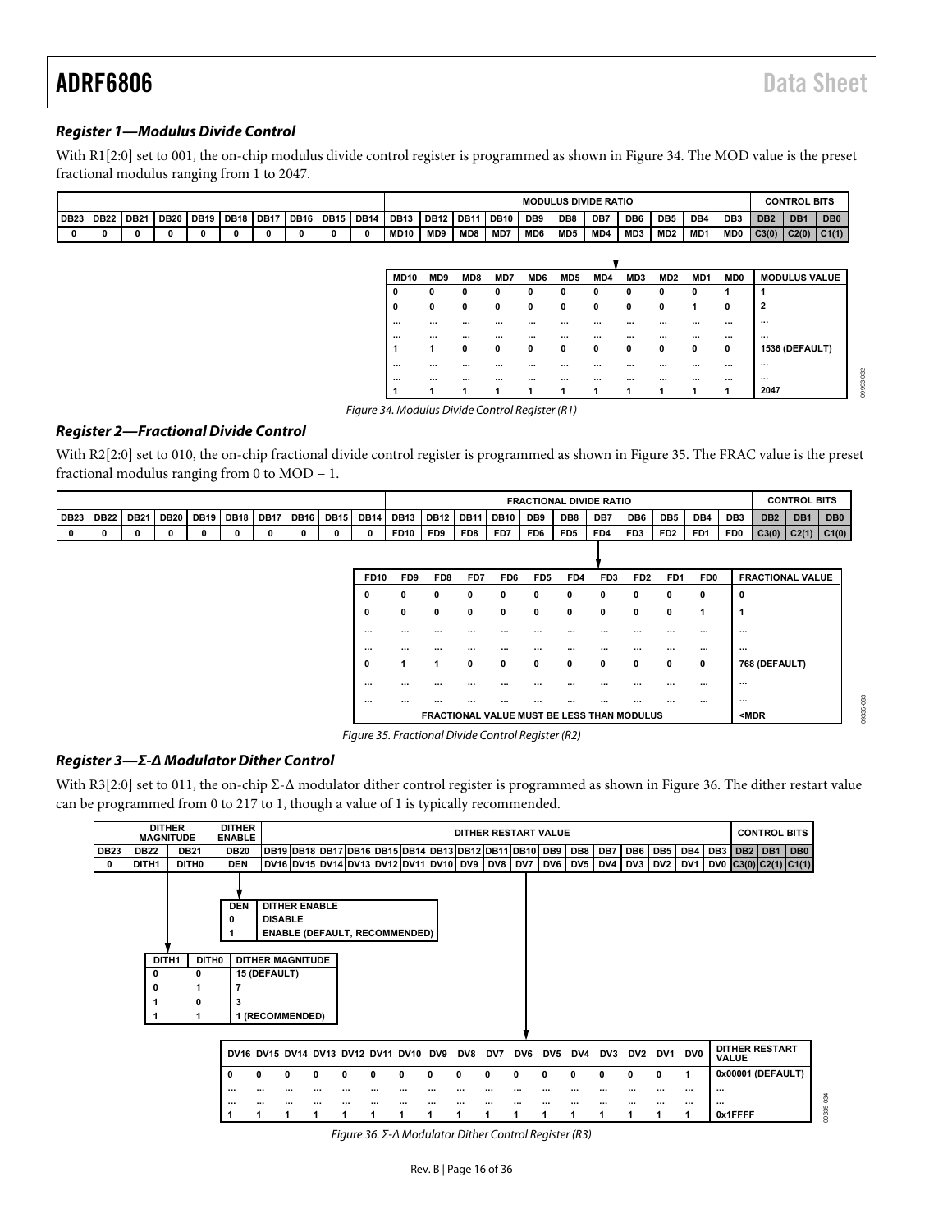### Register 1—Modulus Divide Control

With R1[2:0] set to 001, the on-chip modulus divide control register is programmed as shown in Figure 34. The MOD value is the preset fractional modulus ranging from 1 to 2047.

| | | | | | | | | | | MODULUS DIVIDE RATIO | | | | | | | | | | | CONTROL BITS | | |
|---|---|---|---|---|---|---|---|---|---|---|---|---|---|---|---|---|---|---|---|---|---|---|---|
| DB23 | DB22 | DB21 | DB20 | DB19 | DB18 | DB17 | DB16 | DB15 | DB14 | DB13 | DB12 | DB11 | DB10 | DB9 | DB8 | DB7 | DB6 | DB5 | DB4 | DB3 | DB2 | DB1 | DB0 |
| 0 | 0 | 0 | 0 | 0 | 0 | 0 | 0 | 0 | 0 | MD10 | MD9 | MD8 | MD7 | MD6 | MD5 | MD4 | MD3 | MD2 | MD1 | MD0 | C3(0) | C2(0) | C1(1) |

| MD10 | MD9 | MD8 | MD7 | MD6 | MD5 | MD4 | MD3 | MD2 | MD1 | MD0 | MODULUS VALUE |
|---|---|---|---|---|---|---|---|---|---|---|---|
| 0 | 0 | 0 | 0 | 0 | 0 | 0 | 0 | 0 | 0 | 1 | 1 |
| 0 | 0 | 0 | 0 | 0 | 0 | 0 | 0 | 0 | 1 | 0 | 2 |
| ... | ... | ... | ... | ... | ... | ... | ... | ... | ... | ... | ... |
| ... | ... | ... | ... | ... | ... | ... | ... | ... | ... | ... | ... |
| 1 | 1 | 0 | 0 | 0 | 0 | 0 | 0 | 0 | 0 | 0 | 1536 (DEFAULT) |
| ... | ... | ... | ... | ... | ... | ... | ... | ... | ... | ... | ... |
| ... | ... | ... | ... | ... | ... | ... | ... | ... | ... | ... | ... |
| 1 | 1 | 1 | 1 | 1 | 1 | 1 | 1 | 1 | 1 | 1 | 2047 |

*Figure 34. Modulus Divide Control Register (R1)*

### Register 2—Fractional Divide Control

With R2[2:0] set to 010, the on-chip fractional divide control register is programmed as shown in Figure 35. The FRAC value is the preset fractional modulus ranging from 0 to MOD − 1.

| | | | | | | | | | | FRACTIONAL DIVIDE RATIO | | | | | | | | | | | CONTROL BITS | | |
|---|---|---|---|---|---|---|---|---|---|---|---|---|---|---|---|---|---|---|---|---|---|---|---|
| DB23 | DB22 | DB21 | DB20 | DB19 | DB18 | DB17 | DB16 | DB15 | DB14 | DB13 | DB12 | DB11 | DB10 | DB9 | DB8 | DB7 | DB6 | DB5 | DB4 | DB3 | DB2 | DB1 | DB0 |
| 0 | 0 | 0 | 0 | 0 | 0 | 0 | 0 | 0 | 0 | FD10 | FD9 | FD8 | FD7 | FD6 | FD5 | FD4 | FD3 | FD2 | FD1 | FD0 | C3(0) | C2(1) | C1(0) |

| FD10 | FD9 | FD8 | FD7 | FD6 | FD5 | FD4 | FD3 | FD2 | FD1 | FD0 | FRACTIONAL VALUE |
|---|---|---|---|---|---|---|---|---|---|---|---|
| 0 | 0 | 0 | 0 | 0 | 0 | 0 | 0 | 0 | 0 | 0 | 0 |
| 0 | 0 | 0 | 0 | 0 | 0 | 0 | 0 | 0 | 0 | 1 | 1 |
| ... | ... | ... | ... | ... | ... | ... | ... | ... | ... | ... | ... |
| ... | ... | ... | ... | ... | ... | ... | ... | ... | ... | ... | ... |
| 0 | 1 | 1 | 0 | 0 | 0 | 0 | 0 | 0 | 0 | 0 | 768 (DEFAULT) |
| ... | ... | ... | ... | ... | ... | ... | ... | ... | ... | ... | ... |
| ... | ... | ... | ... | ... | ... | ... | ... | ... | ... | ... | ... |
| FRACTIONAL VALUE MUST BE LESS THAN MODULUS | | | | | | | | | | | <MDR |

*Figure 35. Fractional Divide Control Register (R2)*

### Register 3—Σ-Δ Modulator Dither Control

With R3[2:0] set to 011, the on-chip Σ-Δ modulator dither control register is programmed as shown in Figure 36. The dither restart value can be programmed from 0 to $2^{17}$ to 1, though a value of 1 is typically recommended.

| | DITHER MAGNITUDE | | DITHER ENABLE | DITHER RESTART VALUE | | | | | | | | | | | | | | | | | CONTROL BITS | | |
|---|---|---|---|---|---|---|---|---|---|---|---|---|---|---|---|---|---|---|---|---|---|---|---|
| DB23 | DB22 | DB21 | DB20 | DB19 | DB18 | DB17 | DB16 | DB15 | DB14 | DB13 | DB12 | DB11 | DB10 | DB9 | DB8 | DB7 | DB6 | DB5 | DB4 | DB3 | DB2 | DB1 | DB0 |
| 0 | DITH1 | DITH0 | DEN | DV16 | DV15 | DV14 | DV13 | DV12 | DV11 | DV10 | DV9 | DV8 | DV7 | DV6 | DV5 | DV4 | DV3 | DV2 | DV1 | DV0 | C3(0) | C2(1) | C1(1) |

| DEN | DITHER ENABLE |
|---|---|
| 0 | DISABLE |
| 1 | ENABLE (DEFAULT, RECOMMENDED) |

| DITH1 | DITH0 | DITHER MAGNITUDE |
|---|---|---|
| 0 | 0 | 15 (DEFAULT) |
| 0 | 1 | 7 |
| 1 | 0 | 3 |
| 1 | 1 | 1 (RECOMMENDED) |

| DV16 | DV15 | DV14 | DV13 | DV12 | DV11 | DV10 | DV9 | DV8 | DV7 | DV6 | DV5 | DV4 | DV3 | DV2 | DV1 | DV0 | DITHER RESTART VALUE |
|---|---|---|---|---|---|---|---|---|---|---|---|---|---|---|---|---|---|
| 0 | 0 | 0 | 0 | 0 | 0 | 0 | 0 | 0 | 0 | 0 | 0 | 0 | 0 | 0 | 0 | 1 | 0x00001 (DEFAULT) |
| ... | ... | ... | ... | ... | ... | ... | ... | ... | ... | ... | ... | ... | ... | ... | ... | ... | ... |
| ... | ... | ... | ... | ... | ... | ... | ... | ... | ... | ... | ... | ... | ... | ... | ... | ... | ... |
| 1 | 1 | 1 | 1 | 1 | 1 | 1 | 1 | 1 | 1 | 1 | 1 | 1 | 1 | 1 | 1 | 1 | 0x1FFFF |

*Figure 36. Σ-Δ Modulator Dither Control Register (R3)*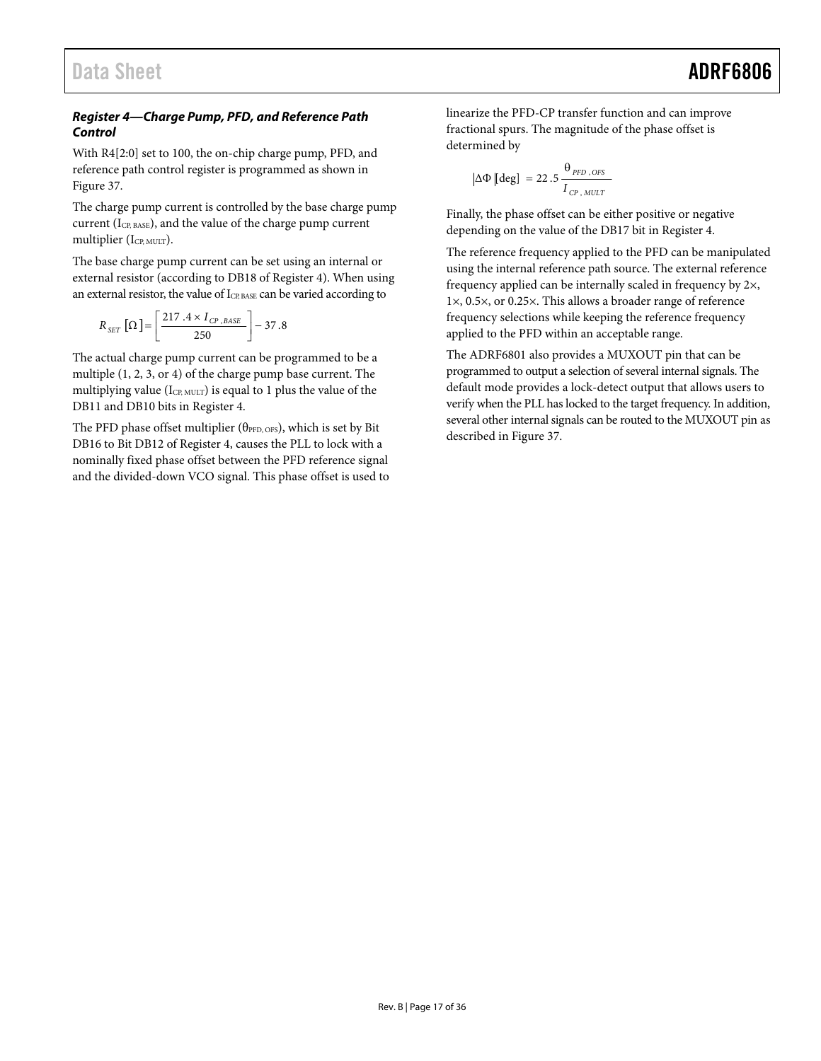### *Register 4—Charge Pump, PFD, and Reference Path Control*

With R4[2:0] set to 100, the on-chip charge pump, PFD, and reference path control register is programmed as shown in Figure 37.

The charge pump current is controlled by the base charge pump current ($I_{CP, BASE}$), and the value of the charge pump current multiplier ($I_{CP, MULT}$).

The base charge pump current can be set using an internal or external resistor (according to DB18 of Register 4). When using an external resistor, the value of $I_{CP, BASE}$ can be varied according to

$$R_{SET}\,[\Omega] = \left[\frac{217.4 \times I_{CP,BASE}}{250}\right] - 37.8$$

The actual charge pump current can be programmed to be a multiple (1, 2, 3, or 4) of the charge pump base current. The multiplying value ($I_{CP, MULT}$) is equal to 1 plus the value of the DB11 and DB10 bits in Register 4.

The PFD phase offset multiplier ($\theta_{PFD, OFS}$), which is set by Bit DB16 to Bit DB12 of Register 4, causes the PLL to lock with a nominally fixed phase offset between the PFD reference signal and the divided-down VCO signal. This phase offset is used to linearize the PFD-CP transfer function and can improve fractional spurs. The magnitude of the phase offset is determined by

$$|\Delta\Phi|[\deg] = 22.5\frac{\theta_{PFD,OFS}}{I_{CP,MULT}}$$

Finally, the phase offset can be either positive or negative depending on the value of the DB17 bit in Register 4.

The reference frequency applied to the PFD can be manipulated using the internal reference path source. The external reference frequency applied can be internally scaled in frequency by 2×, 1×, 0.5×, or 0.25×. This allows a broader range of reference frequency selections while keeping the reference frequency applied to the PFD within an acceptable range.

The ADRF6801 also provides a MUXOUT pin that can be programmed to output a selection of several internal signals. The default mode provides a lock-detect output that allows users to verify when the PLL has locked to the target frequency. In addition, several other internal signals can be routed to the MUXOUT pin as described in Figure 37.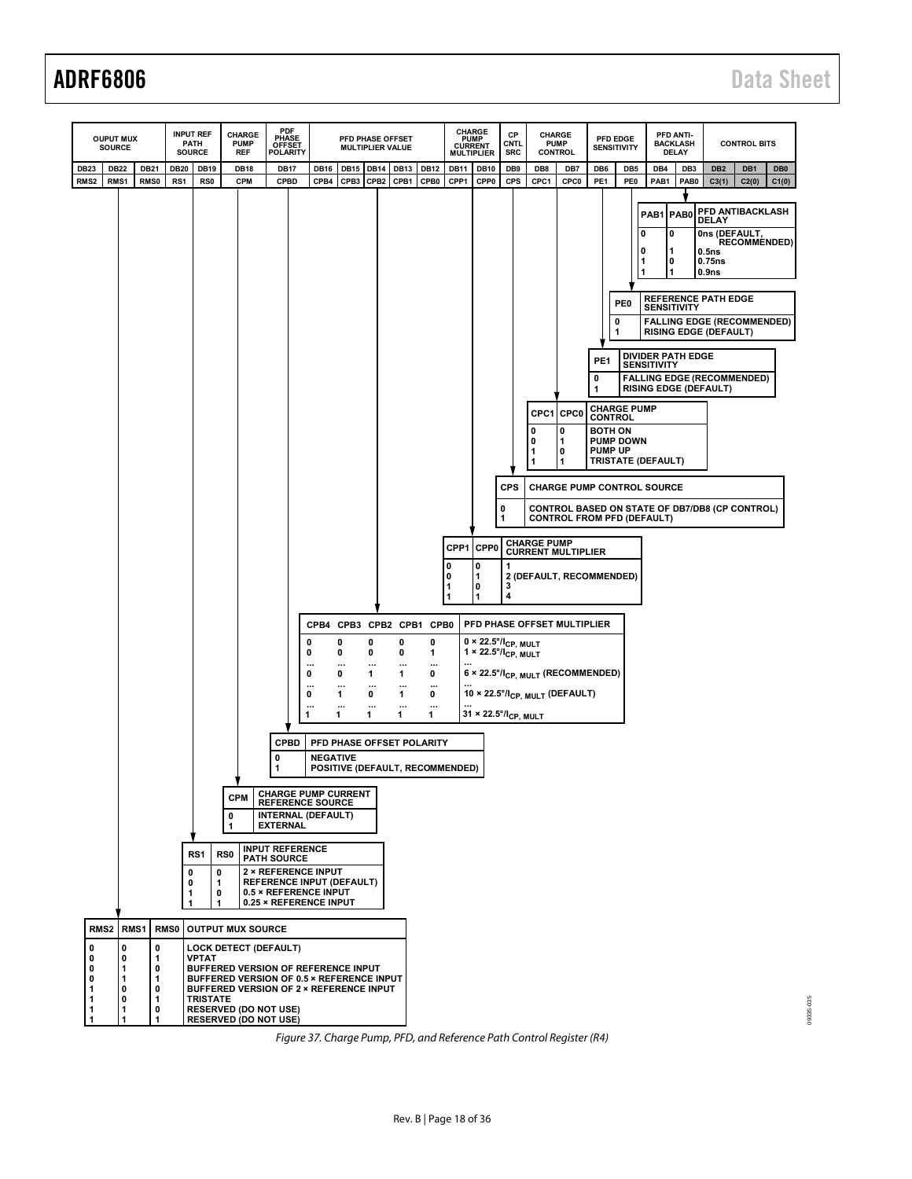| OUPUT MUX SOURCE | | | INPUT REF PATH SOURCE | | CHARGE PUMP REF | PDF PHASE OFFSET POLARITY | PFD PHASE OFFSET MULTIPLIER VALUE | | | | | CHARGE PUMP CURRENT MULTIPLIER | | CP CNTL SRC | CHARGE PUMP CONTROL | | PFD EDGE SENSITIVITY | | PFD ANTI-BACKLASH DELAY | | CONTROL BITS | | |
|---|---|---|---|---|---|---|---|---|---|---|---|---|---|---|---|---|---|---|---|---|---|---|---|
| DB23 | DB22 | DB21 | DB20 | DB19 | DB18 | DB17 | DB16 | DB15 | DB14 | DB13 | DB12 | DB11 | DB10 | DB9 | DB8 | DB7 | DB6 | DB5 | DB4 | DB3 | DB2 | DB1 | DB0 |
| RMS2 | RMS1 | RMS0 | RS1 | RS0 | CPM | CPBD | CPB4 | CPB3 | CPB2 | CPB1 | CPB0 | CPP1 | CPP0 | CPS | CPC1 | CPC0 | PE1 | PE0 | PAB1 | PAB0 | C3(1) | C2(0) | C1(0) |

| PAB1 | PAB0 | PFD ANTIBACKLASH DELAY |
|---|---|---|
| 0 | 0 | 0ns (DEFAULT, RECOMMENDED) |
| 0 | 1 | 0.5ns |
| 1 | 0 | 0.75ns |
| 1 | 1 | 0.9ns |

| PE0 | REFERENCE PATH EDGE SENSITIVITY |
|---|---|
| 0 | FALLING EDGE (RECOMMENDED) |
| 1 | RISING EDGE (DEFAULT) |

| PE1 | DIVIDER PATH EDGE SENSITIVITY |
|---|---|
| 0 | FALLING EDGE (RECOMMENDED) |
| 1 | RISING EDGE (DEFAULT) |

| CPC1 | CPC0 | CHARGE PUMP CONTROL |
|---|---|---|
| 0 | 0 | BOTH ON |
| 0 | 1 | PUMP DOWN |
| 1 | 0 | PUMP UP |
| 1 | 1 | TRISTATE (DEFAULT) |

| CPS | CHARGE PUMP CONTROL SOURCE |
|---|---|
| 0 | CONTROL BASED ON STATE OF DB7/DB8 (CP CONTROL) |
| 1 | CONTROL FROM PFD (DEFAULT) |

| CPP1 | CPP0 | CHARGE PUMP CURRENT MULTIPLIER |
|---|---|---|
| 0 | 0 | 1 |
| 0 | 1 | 2 (DEFAULT, RECOMMENDED) |
| 1 | 0 | 3 |
| 1 | 1 | 4 |

| CPB4 | CPB3 | CPB2 | CPB1 | CPB0 | PFD PHASE OFFSET MULTIPLIER |
|---|---|---|---|---|---|
| 0 | 0 | 0 | 0 | 0 | 0 × 22.5°/$I_{CP, MULT}$ |
| 0 | 0 | 0 | 0 | 1 | 1 × 22.5°/$I_{CP, MULT}$ |
| ... | ... | ... | ... | ... | ... |
| 0 | 0 | 1 | 1 | 0 | 6 × 22.5°/$I_{CP, MULT}$ (RECOMMENDED) |
| ... | ... | ... | ... | ... | ... |
| 0 | 1 | 0 | 1 | 0 | 10 × 22.5°/$I_{CP, MULT}$ (DEFAULT) |
| ... | ... | ... | ... | ... | ... |
| 1 | 1 | 1 | 1 | 1 | 31 × 22.5°/$I_{CP, MULT}$ |

| CPBD | PFD PHASE OFFSET POLARITY |
|---|---|
| 0 | NEGATIVE |
| 1 | POSITIVE (DEFAULT, RECOMMENDED) |

| CPM | CHARGE PUMP CURRENT REFERENCE SOURCE |
|---|---|
| 0 | INTERNAL (DEFAULT) |
| 1 | EXTERNAL |

| RS1 | RS0 | INPUT REFERENCE PATH SOURCE |
|---|---|---|
| 0 | 0 | 2 × REFERENCE INPUT |
| 0 | 1 | REFERENCE INPUT (DEFAULT) |
| 1 | 0 | 0.5 × REFERENCE INPUT |
| 1 | 1 | 0.25 × REFERENCE INPUT |

| RMS2 | RMS1 | RMS0 | OUTPUT MUX SOURCE |
|---|---|---|---|
| 0 | 0 | 0 | LOCK DETECT (DEFAULT) |
| 0 | 0 | 1 | VPTAT |
| 0 | 1 | 0 | BUFFERED VERSION OF REFERENCE INPUT |
| 0 | 1 | 1 | BUFFERED VERSION OF 0.5 × REFERENCE INPUT |
| 1 | 0 | 0 | BUFFERED VERSION OF 2 × REFERENCE INPUT |
| 1 | 0 | 1 | TRISTATE |
| 1 | 1 | 0 | RESERVED (DO NOT USE) |
| 1 | 1 | 1 | RESERVED (DO NOT USE) |

*Figure 37. Charge Pump, PFD, and Reference Path Control Register (R4)*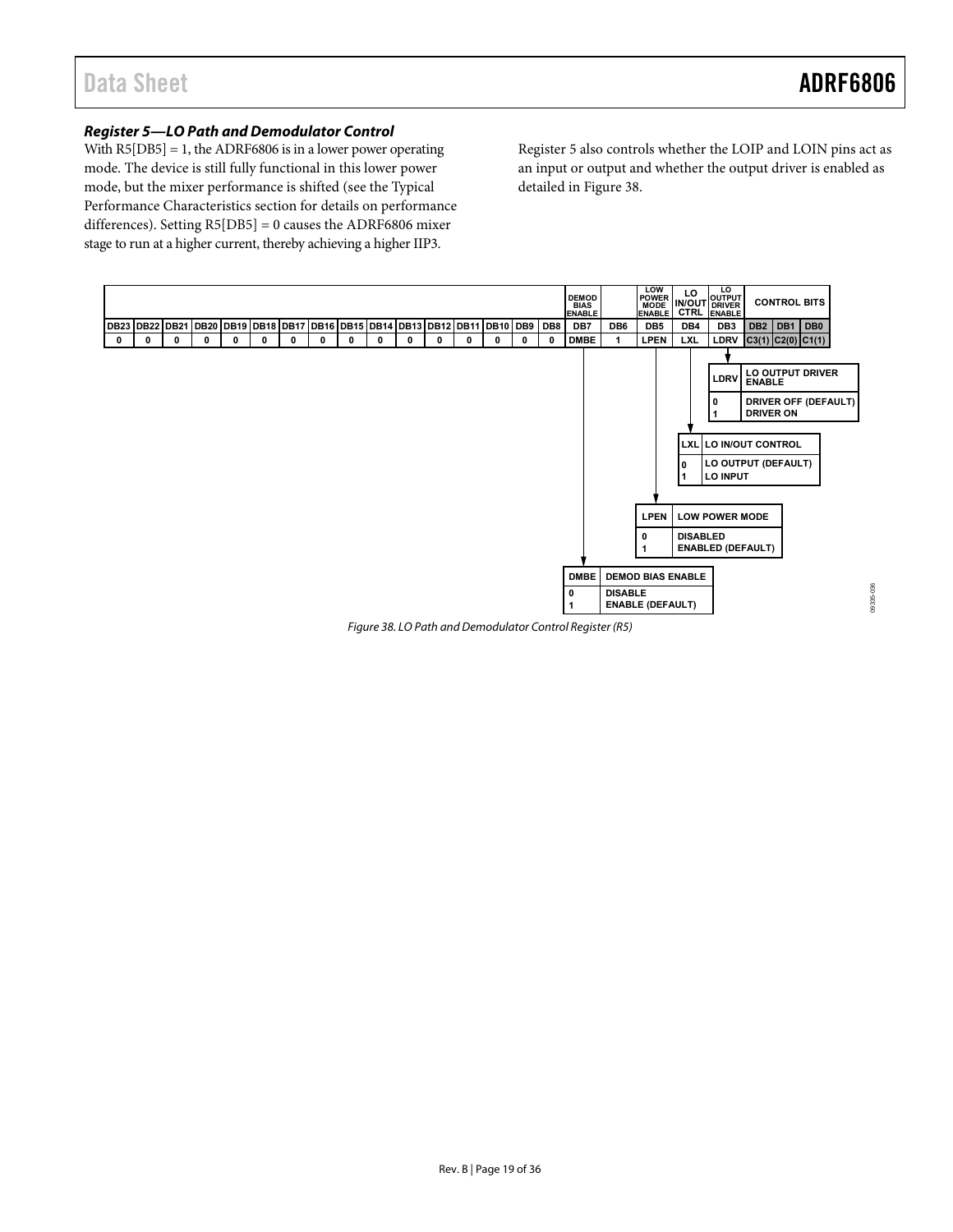### *Register 5—LO Path and Demodulator Control*

With R5[DB5] = 1, the ADRF6806 is in a lower power operating mode. The device is still fully functional in this lower power mode, but the mixer performance is shifted (see the Typical Performance Characteristics section for details on performance differences). Setting R5[DB5] = 0 causes the ADRF6806 mixer stage to run at a higher current, thereby achieving a higher IIP3.

Register 5 also controls whether the LOIP and LOIN pins act as an input or output and whether the output driver is enabled as detailed in Figure 38.

| | | | | | | | | | | | | | | | | DEMOD BIAS ENABLE | | LOW POWER MODE ENABLE | LO IN/OUT CTRL | LO OUTPUT DRIVER ENABLE | CONTROL BITS | | |
|---|---|---|---|---|---|---|---|---|---|---|---|---|---|---|---|---|---|---|---|---|---|---|---|
| DB23 | DB22 | DB21 | DB20 | DB19 | DB18 | DB17 | DB16 | DB15 | DB14 | DB13 | DB12 | DB11 | DB10 | DB9 | DB8 | DB7 | DB6 | DB5 | DB4 | DB3 | DB2 | DB1 | DB0 |
| 0 | 0 | 0 | 0 | 0 | 0 | 0 | 0 | 0 | 0 | 0 | 0 | 0 | 0 | 0 | 0 | DMBE | 1 | LPEN | LXL | LDRV | C3(1) | C2(0) | C1(1) |

| LDRV | LO OUTPUT DRIVER ENABLE |
|---|---|
| 0 | DRIVER OFF (DEFAULT) |
| 1 | DRIVER ON |

| LXL | LO IN/OUT CONTROL |
|---|---|
| 0 | LO OUTPUT (DEFAULT) |
| 1 | LO INPUT |

| LPEN | LOW POWER MODE |
|---|---|
| 0 | DISABLED |
| 1 | ENABLED (DEFAULT) |

| DMBE | DEMOD BIAS ENABLE |
|---|---|
| 0 | DISABLE |
| 1 | ENABLE (DEFAULT) |

*Figure 38. LO Path and Demodulator Control Register (R5)*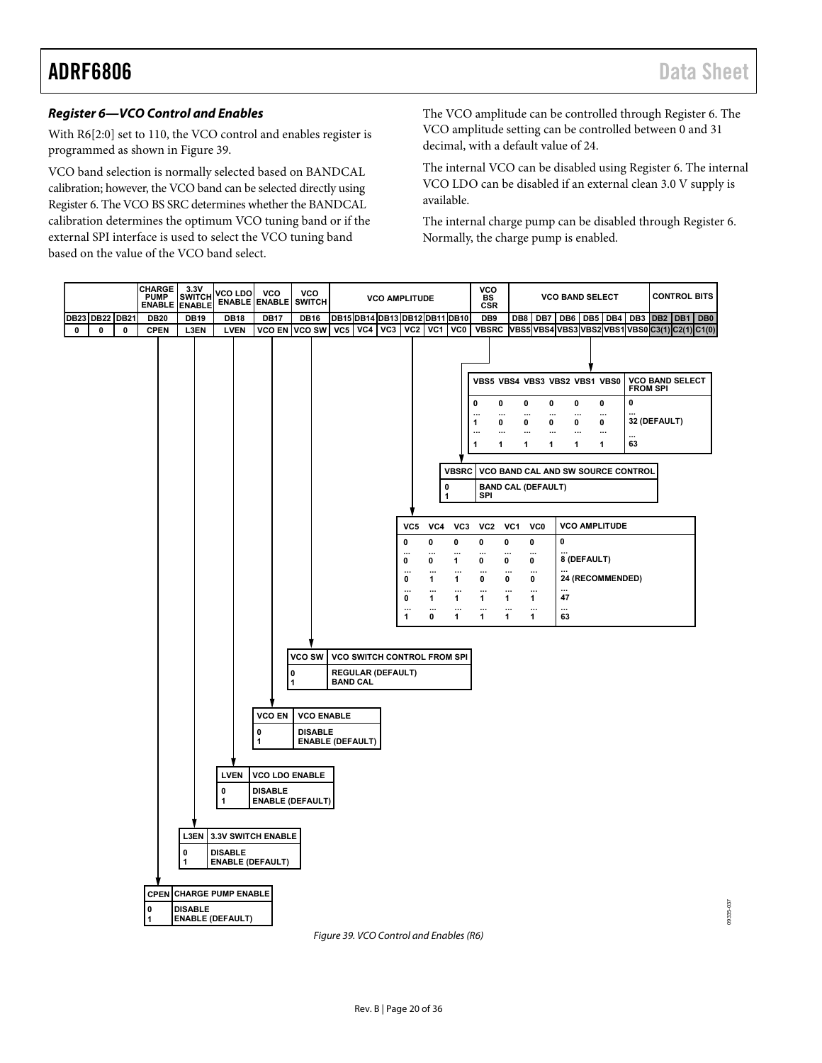### *Register 6—VCO Control and Enables*

With R6[2:0] set to 110, the VCO control and enables register is programmed as shown in Figure 39.

VCO band selection is normally selected based on BANDCAL calibration; however, the VCO band can be selected directly using Register 6. The VCO BS SRC determines whether the BANDCAL calibration determines the optimum VCO tuning band or if the external SPI interface is used to select the VCO tuning band based on the value of the VCO band select.

The VCO amplitude can be controlled through Register 6. The VCO amplitude setting can be controlled between 0 and 31 decimal, with a default value of 24.

The internal VCO can be disabled using Register 6. The internal VCO LDO can be disabled if an external clean 3.0 V supply is available.

The internal charge pump can be disabled through Register 6. Normally, the charge pump is enabled.

| | | | CHARGE PUMP ENABLE | 3.3V SWITCH ENABLE | VCO LDO ENABLE | VCO ENABLE | VCO SWITCH | VCO AMPLITUDE | | | | | | VCO BS CSR | VCO BAND SELECT | | | | | | CONTROL BITS | | |
|---|---|---|---|---|---|---|---|---|---|---|---|---|---|---|---|---|---|---|---|---|---|---|---|
| DB23 | DB22 | DB21 | DB20 | DB19 | DB18 | DB17 | DB16 | DB15 | DB14 | DB13 | DB12 | DB11 | DB10 | DB9 | DB8 | DB7 | DB6 | DB5 | DB4 | DB3 | DB2 | DB1 | DB0 |
| 0 | 0 | 0 | CPEN | L3EN | LVEN | VCO EN | VCO SW | VC5 | VC4 | VC3 | VC2 | VC1 | VC0 | VBSRC | VBS5 | VBS4 | VBS3 | VBS2 | VBS1 | VBS0 | C3(1) | C2(1) | C1(0) |

| VBS5 | VBS4 | VBS3 | VBS2 | VBS1 | VBS0 | VCO BAND SELECT FROM SPI |
|---|---|---|---|---|---|---|
| 0 | 0 | 0 | 0 | 0 | 0 | 0 |
| ... | ... | ... | ... | ... | ... | ... |
| 1 | 0 | 0 | 0 | 0 | 0 | 32 (DEFAULT) |
| ... | ... | ... | ... | ... | ... | ... |
| 1 | 1 | 1 | 1 | 1 | 1 | 63 |

| VBSRC | VCO BAND CAL AND SW SOURCE CONTROL |
|---|---|
| 0 | BAND CAL (DEFAULT) |
| 1 | SPI |

| VC5 | VC4 | VC3 | VC2 | VC1 | VC0 | VCO AMPLITUDE |
|---|---|---|---|---|---|---|
| 0 | 0 | 0 | 0 | 0 | 0 | 0 |
| ... | ... | ... | ... | ... | ... | ... |
| 0 | 0 | 1 | 0 | 0 | 0 | 8 (DEFAULT) |
| ... | ... | ... | ... | ... | ... | ... |
| 0 | 1 | 1 | 0 | 0 | 0 | 24 (RECOMMENDED) |
| ... | ... | ... | ... | ... | ... | ... |
| 0 | 1 | 1 | 1 | 1 | 1 | 47 |
| ... | ... | ... | ... | ... | ... | ... |
| 1 | 0 | 1 | 1 | 1 | 1 | 63 |

| VCO SW | VCO SWITCH CONTROL FROM SPI |
|---|---|
| 0 | REGULAR (DEFAULT) |
| 1 | BAND CAL |

| VCO EN | VCO ENABLE |
|---|---|
| 0 | DISABLE |
| 1 | ENABLE (DEFAULT) |

| LVEN | VCO LDO ENABLE |
|---|---|
| 0 | DISABLE |
| 1 | ENABLE (DEFAULT) |

| L3EN | 3.3V SWITCH ENABLE |
|---|---|
| 0 | DISABLE |
| 1 | ENABLE (DEFAULT) |

| CPEN | CHARGE PUMP ENABLE |
|---|---|
| 0 | DISABLE |
| 1 | ENABLE (DEFAULT) |

*Figure 39. VCO Control and Enables (R6)*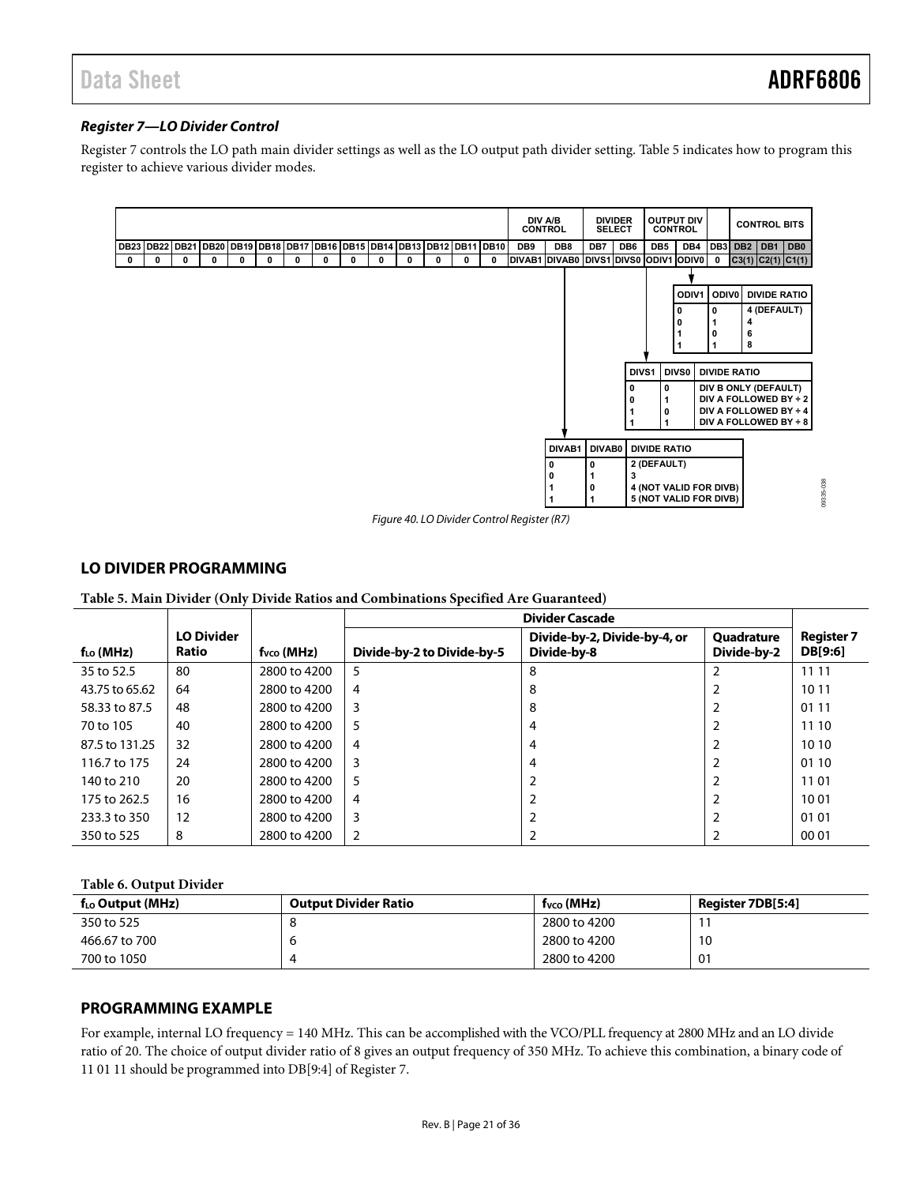### *Register 7—LO Divider Control*

Register 7 controls the LO path main divider settings as well as the LO output path divider setting. Table 5 indicates how to program this register to achieve various divider modes.

| DB23 | DB22 | DB21 | DB20 | DB19 | DB18 | DB17 | DB16 | DB15 | DB14 | DB13 | DB12 | DB11 | DB10 | DB9 | DB8 | DB7 | DB6 | DB5 | DB4 | DB3 | DB2 | DB1 | DB0 |
|---|---|---|---|---|---|---|---|---|---|---|---|---|---|---|---|---|---|---|---|---|---|---|---|
| | | | | | | | | | | | | | | DIV A/B CONTROL | | DIVIDER SELECT | | OUTPUT DIV CONTROL | | | CONTROL BITS | | |
| 0 | 0 | 0 | 0 | 0 | 0 | 0 | 0 | 0 | 0 | 0 | 0 | 0 | 0 | DIVAB1 | DIVAB0 | DIVS1 | DIVS0 | ODIV1 | ODIV0 | 0 | C3(1) | C2(1) | C1(1) |

| ODIV1 | ODIV0 | DIVIDE RATIO |
|---|---|---|
| 0 | 0 | 4 (DEFAULT) |
| 0 | 1 | 4 |
| 1 | 0 | 6 |
| 1 | 1 | 8 |

| DIVS1 | DIVS0 | DIVIDE RATIO |
|---|---|---|
| 0 | 0 | DIV B ONLY (DEFAULT) |
| 0 | 1 | DIV A FOLLOWED BY ÷ 2 |
| 1 | 0 | DIV A FOLLOWED BY ÷ 4 |
| 1 | 1 | DIV A FOLLOWED BY ÷ 8 |

| DIVAB1 | DIVAB0 | DIVIDE RATIO |
|---|---|---|
| 0 | 0 | 2 (DEFAULT) |
| 0 | 1 | 3 |
| 1 | 0 | 4 (NOT VALID FOR DIVB) |
| 1 | 1 | 5 (NOT VALID FOR DIVB) |

Figure 40. LO Divider Control Register (R7)

## LO DIVIDER PROGRAMMING

**Table 5. Main Divider (Only Divide Ratios and Combinations Specified Are Guaranteed)**

| | | | Divider Cascade | | | |
|---|---|---|---|---|---|---|
| $f_{LO}$ (MHz) | LO Divider Ratio | $f_{VCO}$ (MHz) | Divide-by-2 to Divide-by-5 | Divide-by-2, Divide-by-4, or Divide-by-8 | Quadrature Divide-by-2 | Register 7 DB[9:6] |
| 35 to 52.5 | 80 | 2800 to 4200 | 5 | 8 | 2 | 11 11 |
| 43.75 to 65.62 | 64 | 2800 to 4200 | 4 | 8 | 2 | 10 11 |
| 58.33 to 87.5 | 48 | 2800 to 4200 | 3 | 8 | 2 | 01 11 |
| 70 to 105 | 40 | 2800 to 4200 | 5 | 4 | 2 | 11 10 |
| 87.5 to 131.25 | 32 | 2800 to 4200 | 4 | 4 | 2 | 10 10 |
| 116.7 to 175 | 24 | 2800 to 4200 | 3 | 4 | 2 | 01 10 |
| 140 to 210 | 20 | 2800 to 4200 | 5 | 2 | 2 | 11 01 |
| 175 to 262.5 | 16 | 2800 to 4200 | 4 | 2 | 2 | 10 01 |
| 233.3 to 350 | 12 | 2800 to 4200 | 3 | 2 | 2 | 01 01 |
| 350 to 525 | 8 | 2800 to 4200 | 2 | 2 | 2 | 00 01 |

**Table 6. Output Divider**

| $f_{LO}$ Output (MHz) | Output Divider Ratio | $f_{VCO}$ (MHz) | Register 7DB[5:4] |
|---|---|---|---|
| 350 to 525 | 8 | 2800 to 4200 | 11 |
| 466.67 to 700 | 6 | 2800 to 4200 | 10 |
| 700 to 1050 | 4 | 2800 to 4200 | 01 |

## PROGRAMMING EXAMPLE

For example, internal LO frequency = 140 MHz. This can be accomplished with the VCO/PLL frequency at 2800 MHz and an LO divide ratio of 20. The choice of output divider ratio of 8 gives an output frequency of 350 MHz. To achieve this combination, a binary code of 11 01 11 should be programmed into DB[9:4] of Register 7.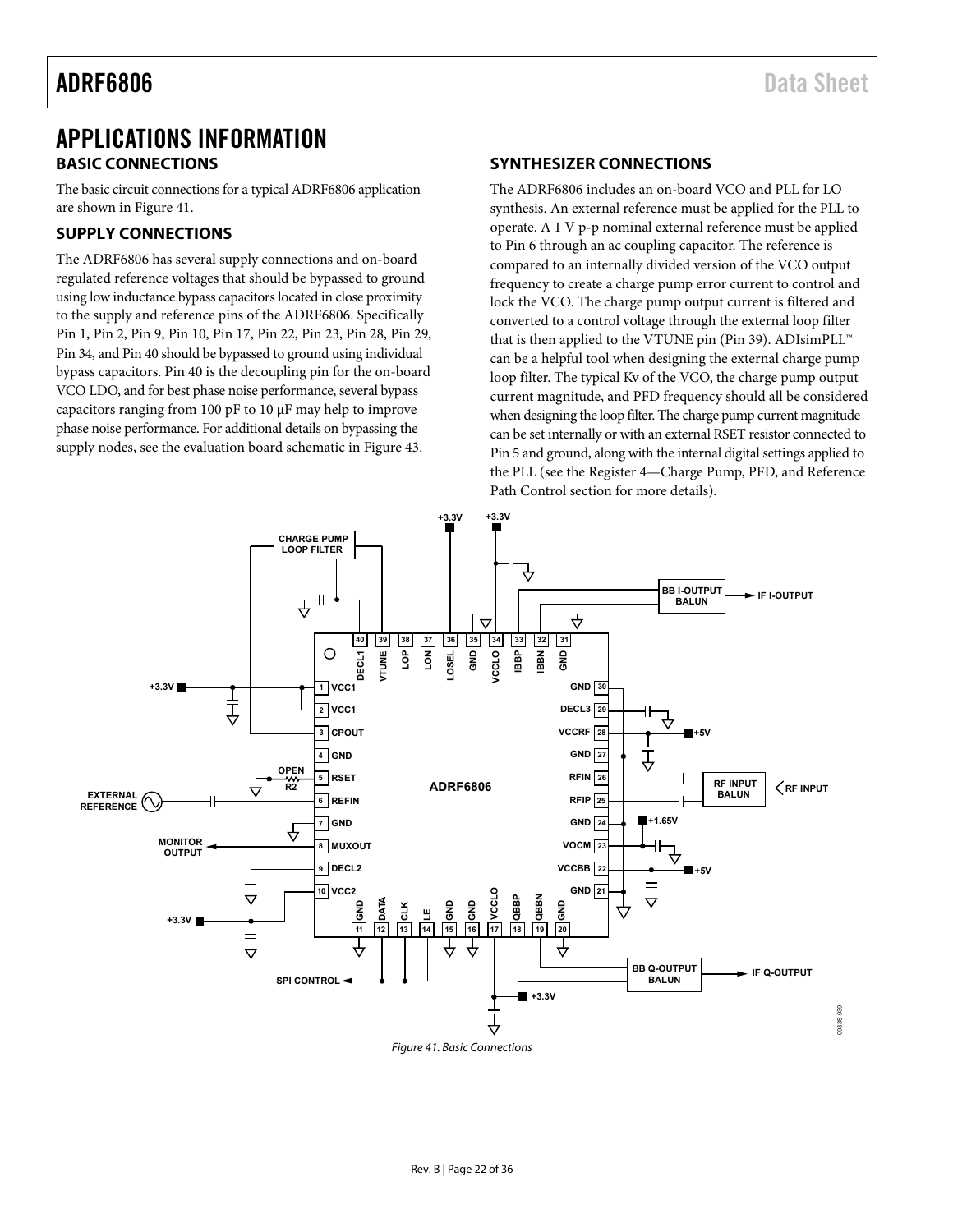# APPLICATIONS INFORMATION

## BASIC CONNECTIONS

The basic circuit connections for a typical ADRF6806 application are shown in Figure 41.

## SUPPLY CONNECTIONS

The ADRF6806 has several supply connections and on-board regulated reference voltages that should be bypassed to ground using low inductance bypass capacitors located in close proximity to the supply and reference pins of the ADRF6806. Specifically Pin 1, Pin 2, Pin 9, Pin 10, Pin 17, Pin 22, Pin 23, Pin 28, Pin 29, Pin 34, and Pin 40 should be bypassed to ground using individual bypass capacitors. Pin 40 is the decoupling pin for the on-board VCO LDO, and for best phase noise performance, several bypass capacitors ranging from 100 pF to 10 µF may help to improve phase noise performance. For additional details on bypassing the supply nodes, see the evaluation board schematic in Figure 43.

## SYNTHESIZER CONNECTIONS

The ADRF6806 includes an on-board VCO and PLL for LO synthesis. An external reference must be applied for the PLL to operate. A 1 V p-p nominal external reference must be applied to Pin 6 through an ac coupling capacitor. The reference is compared to an internally divided version of the VCO output frequency to create a charge pump error current to control and lock the VCO. The charge pump output current is filtered and converted to a control voltage through the external loop filter that is then applied to the VTUNE pin (Pin 39). ADIsimPLL™ can be a helpful tool when designing the external charge pump loop filter. The typical Kv of the VCO, the charge pump output current magnitude, and PFD frequency should all be considered when designing the loop filter. The charge pump current magnitude can be set internally or with an external RSET resistor connected to Pin 5 and ground, along with the internal digital settings applied to the PLL (see the Register 4—Charge Pump, PFD, and Reference Path Control section for more details).

Figure 41. Basic Connections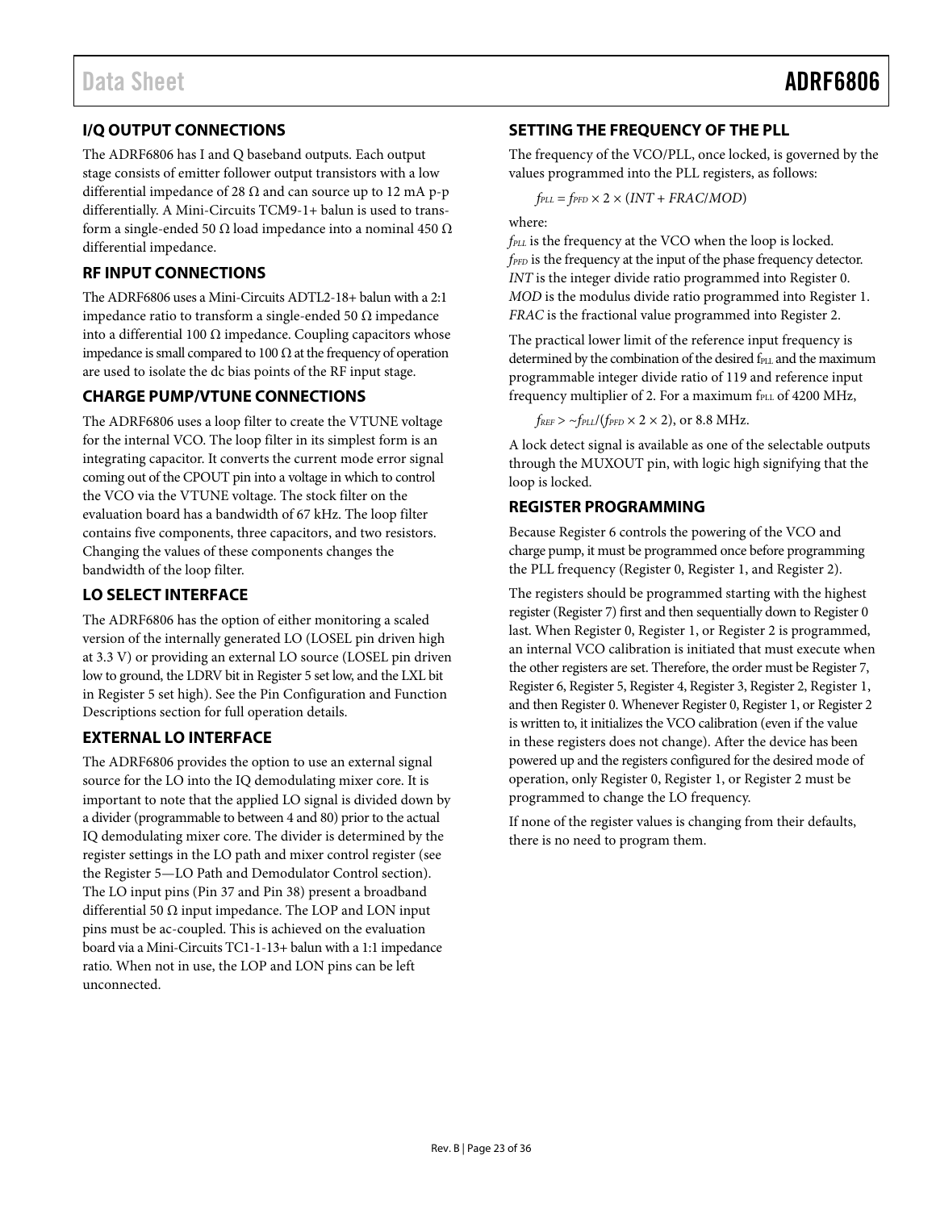## I/Q OUTPUT CONNECTIONS

The ADRF6806 has I and Q baseband outputs. Each output stage consists of emitter follower output transistors with a low differential impedance of 28 Ω and can source up to 12 mA p-p differentially. A Mini-Circuits TCM9-1+ balun is used to transform a single-ended 50 Ω load impedance into a nominal 450 Ω differential impedance.

## RF INPUT CONNECTIONS

The ADRF6806 uses a Mini-Circuits ADTL2-18+ balun with a 2:1 impedance ratio to transform a single-ended 50 Ω impedance into a differential 100 Ω impedance. Coupling capacitors whose impedance is small compared to 100 Ω at the frequency of operation are used to isolate the dc bias points of the RF input stage.

## CHARGE PUMP/VTUNE CONNECTIONS

The ADRF6806 uses a loop filter to create the VTUNE voltage for the internal VCO. The loop filter in its simplest form is an integrating capacitor. It converts the current mode error signal coming out of the CPOUT pin into a voltage in which to control the VCO via the VTUNE voltage. The stock filter on the evaluation board has a bandwidth of 67 kHz. The loop filter contains five components, three capacitors, and two resistors. Changing the values of these components changes the bandwidth of the loop filter.

## LO SELECT INTERFACE

The ADRF6806 has the option of either monitoring a scaled version of the internally generated LO (LOSEL pin driven high at 3.3 V) or providing an external LO source (LOSEL pin driven low to ground, the LDRV bit in Register 5 set low, and the LXL bit in Register 5 set high). See the Pin Configuration and Function Descriptions section for full operation details.

## EXTERNAL LO INTERFACE

The ADRF6806 provides the option to use an external signal source for the LO into the IQ demodulating mixer core. It is important to note that the applied LO signal is divided down by a divider (programmable to between 4 and 80) prior to the actual IQ demodulating mixer core. The divider is determined by the register settings in the LO path and mixer control register (see the Register 5—LO Path and Demodulator Control section). The LO input pins (Pin 37 and Pin 38) present a broadband differential 50 Ω input impedance. The LOP and LON input pins must be ac-coupled. This is achieved on the evaluation board via a Mini-Circuits TC1-1-13+ balun with a 1:1 impedance ratio. When not in use, the LOP and LON pins can be left unconnected.

## SETTING THE FREQUENCY OF THE PLL

The frequency of the VCO/PLL, once locked, is governed by the values programmed into the PLL registers, as follows:

$$f_{PLL} = f_{PFD} \times 2 \times (INT + FRAC/MOD)$$

where:

$f_{PLL}$ is the frequency at the VCO when the loop is locked.
$f_{PFD}$ is the frequency at the input of the phase frequency detector.
$INT$ is the integer divide ratio programmed into Register 0.
$MOD$ is the modulus divide ratio programmed into Register 1.
$FRAC$ is the fractional value programmed into Register 2.

The practical lower limit of the reference input frequency is determined by the combination of the desired $f_{PLL}$ and the maximum programmable integer divide ratio of 119 and reference input frequency multiplier of 2. For a maximum $f_{PLL}$ of 4200 MHz,

$$f_{REF} > \sim f_{PLL}/(f_{PFD} \times 2 \times 2)\text{, or 8.8 MHz.}$$

A lock detect signal is available as one of the selectable outputs through the MUXOUT pin, with logic high signifying that the loop is locked.

## REGISTER PROGRAMMING

Because Register 6 controls the powering of the VCO and charge pump, it must be programmed once before programming the PLL frequency (Register 0, Register 1, and Register 2).

The registers should be programmed starting with the highest register (Register 7) first and then sequentially down to Register 0 last. When Register 0, Register 1, or Register 2 is programmed, an internal VCO calibration is initiated that must execute when the other registers are set. Therefore, the order must be Register 7, Register 6, Register 5, Register 4, Register 3, Register 2, Register 1, and then Register 0. Whenever Register 0, Register 1, or Register 2 is written to, it initializes the VCO calibration (even if the value in these registers does not change). After the device has been powered up and the registers configured for the desired mode of operation, only Register 0, Register 1, or Register 2 must be programmed to change the LO frequency.

If none of the register values is changing from their defaults, there is no need to program them.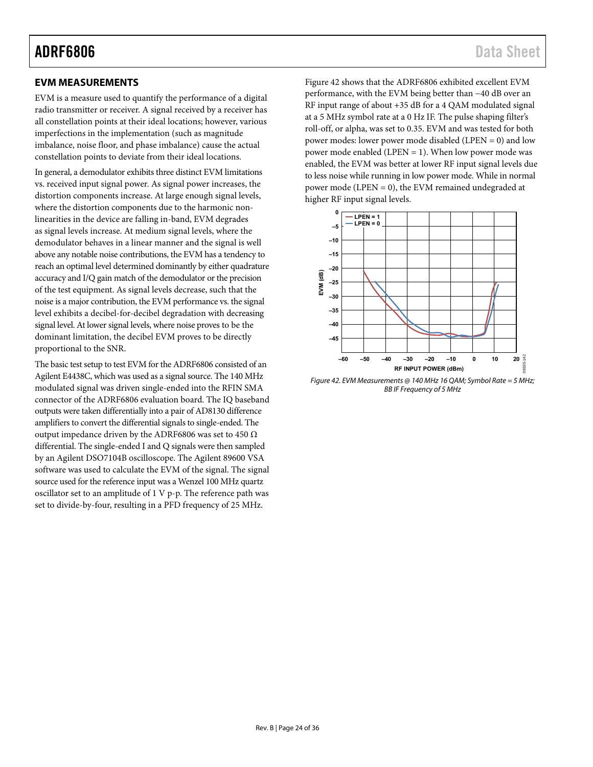## EVM MEASUREMENTS

EVM is a measure used to quantify the performance of a digital radio transmitter or receiver. A signal received by a receiver has all constellation points at their ideal locations; however, various imperfections in the implementation (such as magnitude imbalance, noise floor, and phase imbalance) cause the actual constellation points to deviate from their ideal locations.

In general, a demodulator exhibits three distinct EVM limitations vs. received input signal power. As signal power increases, the distortion components increase. At large enough signal levels, where the distortion components due to the harmonic nonlinearities in the device are falling in-band, EVM degrades as signal levels increase. At medium signal levels, where the demodulator behaves in a linear manner and the signal is well above any notable noise contributions, the EVM has a tendency to reach an optimal level determined dominantly by either quadrature accuracy and I/Q gain match of the demodulator or the precision of the test equipment. As signal levels decrease, such that the noise is a major contribution, the EVM performance vs. the signal level exhibits a decibel-for-decibel degradation with decreasing signal level. At lower signal levels, where noise proves to be the dominant limitation, the decibel EVM proves to be directly proportional to the SNR.

The basic test setup to test EVM for the ADRF6806 consisted of an Agilent E4438C, which was used as a signal source. The 140 MHz modulated signal was driven single-ended into the RFIN SMA connector of the ADRF6806 evaluation board. The IQ baseband outputs were taken differentially into a pair of AD8130 difference amplifiers to convert the differential signals to single-ended. The output impedance driven by the ADRF6806 was set to 450 Ω differential. The single-ended I and Q signals were then sampled by an Agilent DSO7104B oscilloscope. The Agilent 89600 VSA software was used to calculate the EVM of the signal. The signal source used for the reference input was a Wenzel 100 MHz quartz oscillator set to an amplitude of 1 V p-p. The reference path was set to divide-by-four, resulting in a PFD frequency of 25 MHz.

Figure 42 shows that the ADRF6806 exhibited excellent EVM performance, with the EVM being better than −40 dB over an RF input range of about +35 dB for a 4 QAM modulated signal at a 5 MHz symbol rate at a 0 Hz IF. The pulse shaping filter's roll-off, or alpha, was set to 0.35. EVM and was tested for both power modes: lower power mode disabled (LPEN = 0) and low power mode enabled (LPEN = 1). When low power mode was enabled, the EVM was better at lower RF input signal levels due to less noise while running in low power mode. While in normal power mode (LPEN = 0), the EVM remained undegraded at higher RF input signal levels.

*Figure 42. EVM Measurements @ 140 MHz 16 QAM; Symbol Rate = 5 MHz; BB IF Frequency of 5 MHz*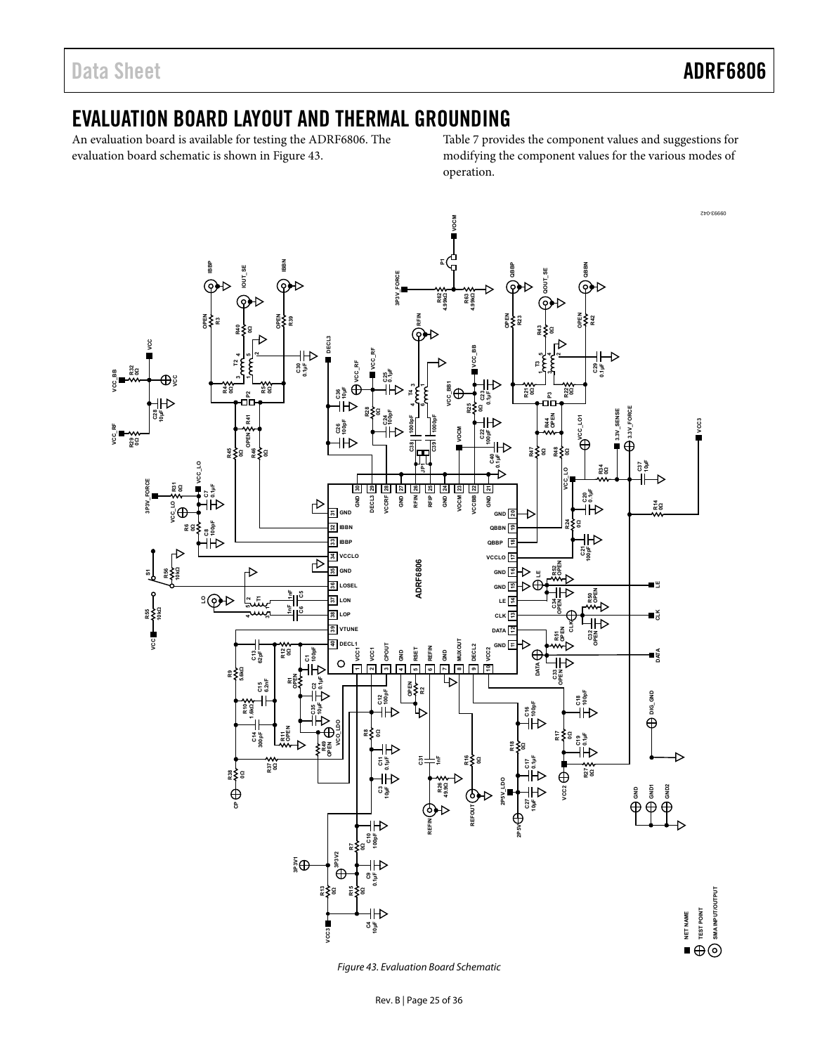# EVALUATION BOARD LAYOUT AND THERMAL GROUNDING

An evaluation board is available for testing the ADRF6806. The evaluation board schematic is shown in Figure 43.

Table 7 provides the component values and suggestions for modifying the component values for the various modes of operation.

Figure 43. Evaluation Board Schematic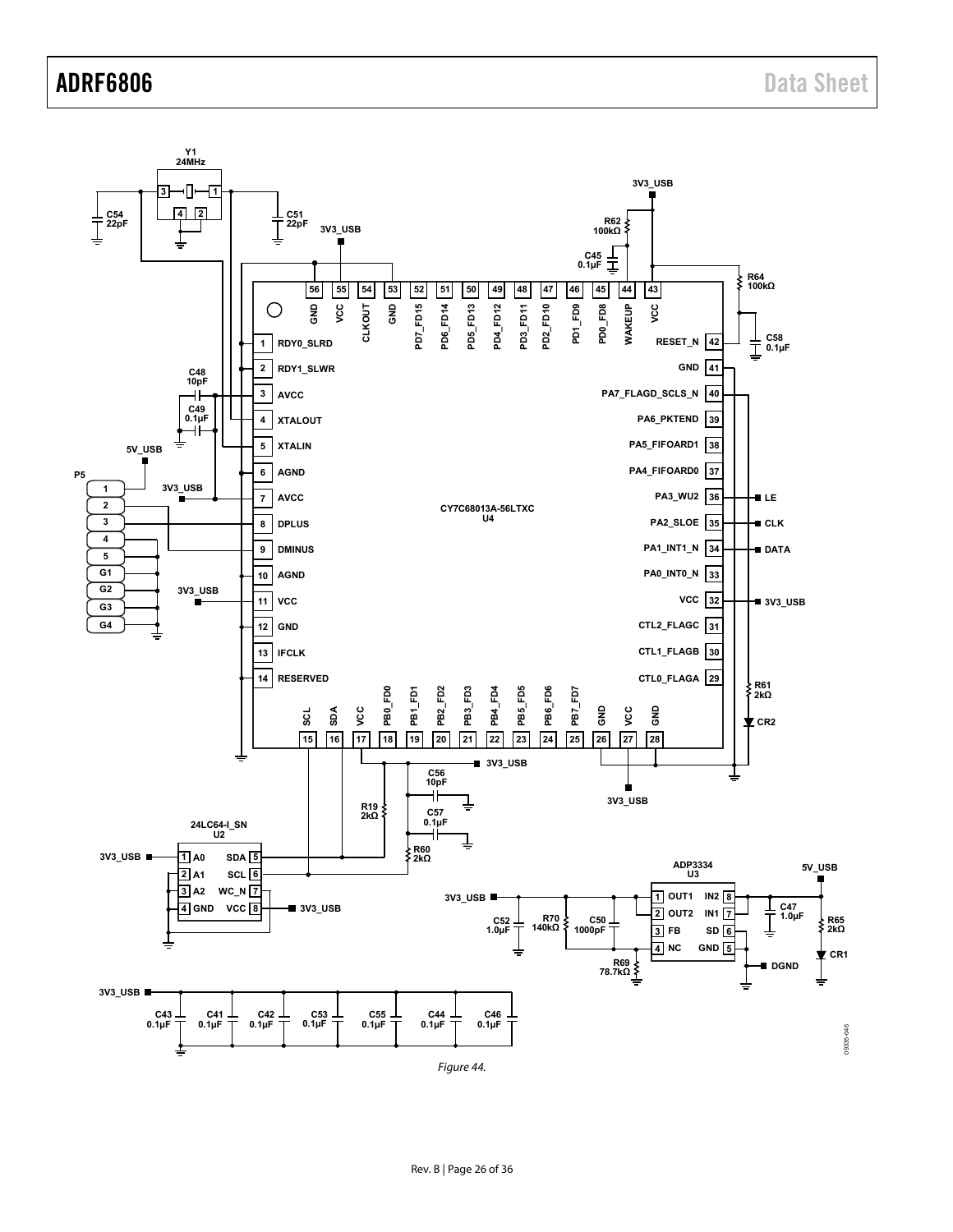Figure 44.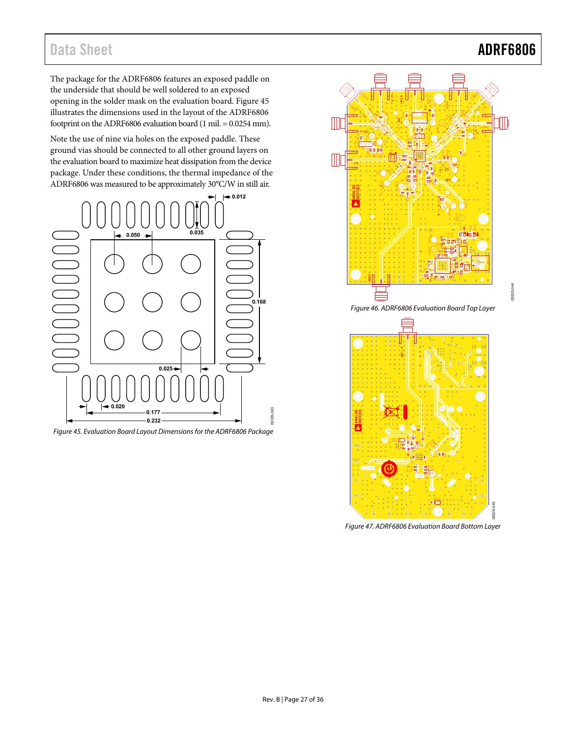The package for the ADRF6806 features an exposed paddle on the underside that should be well soldered to an exposed opening in the solder mask on the evaluation board. Figure 45 illustrates the dimensions used in the layout of the ADRF6806 footprint on the ADRF6806 evaluation board (1 mil. = 0.0254 mm).

Note the use of nine via holes on the exposed paddle. These ground vias should be connected to all other ground layers on the evaluation board to maximize heat dissipation from the device package. Under these conditions, the thermal impedance of the ADRF6806 was measured to be approximately 30°C/W in still air.

*Figure 45. Evaluation Board Layout Dimensions for the ADRF6806 Package*

*Figure 46. ADRF6806 Evaluation Board Top Layer*

*Figure 47. ADRF6806 Evaluation Board Bottom Layer*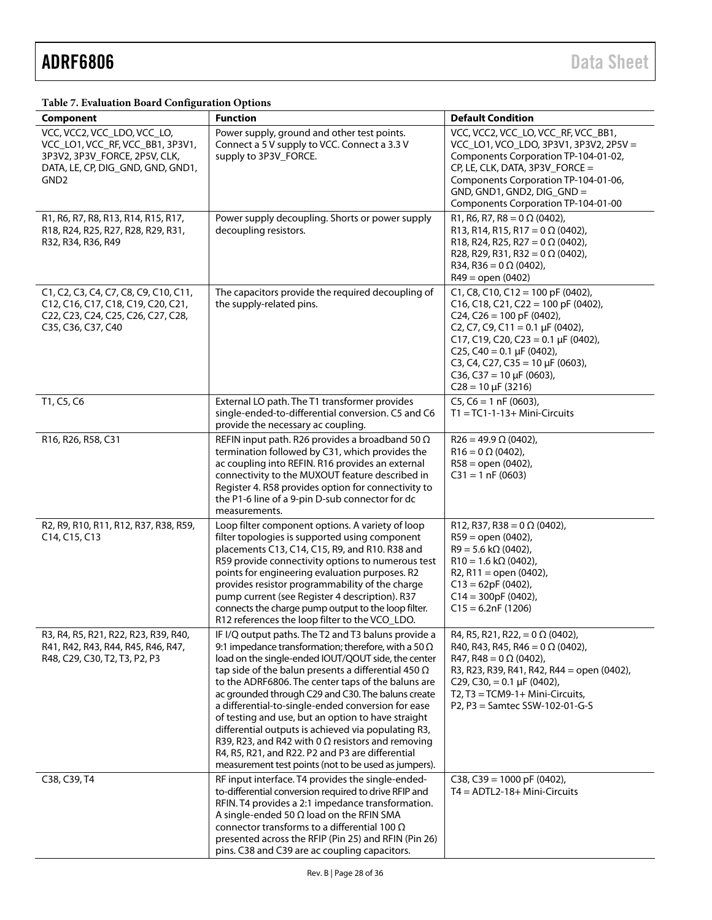**Table 7. Evaluation Board Configuration Options**

| Component | Function | Default Condition |
|---|---|---|
| VCC, VCC2, VCC_LDO, VCC_LO, VCC_LO1, VCC_RF, VCC_BB1, 3P3V1, 3P3V2, 3P3V_FORCE, 2P5V, CLK, DATA, LE, CP, DIG_GND, GND, GND1, GND2 | Power supply, ground and other test points. Connect a 5 V supply to VCC. Connect a 3.3 V supply to 3P3V_FORCE. | VCC, VCC2, VCC_LO, VCC_RF, VCC_BB1, VCC_LO1, VCO_LDO, 3P3V1, 3P3V2, 2P5V = Components Corporation TP-104-01-02, CP, LE, CLK, DATA, 3P3V_FORCE = Components Corporation TP-104-01-06, GND, GND1, GND2, DIG_GND = Components Corporation TP-104-01-00 |
| R1, R6, R7, R8, R13, R14, R15, R17, R18, R24, R25, R27, R28, R29, R31, R32, R34, R36, R49 | Power supply decoupling. Shorts or power supply decoupling resistors. | R1, R6, R7, R8 = 0 Ω (0402), R13, R14, R15, R17 = 0 Ω (0402), R18, R24, R25, R27 = 0 Ω (0402), R28, R29, R31, R32 = 0 Ω (0402), R34, R36 = 0 Ω (0402), R49 = open (0402) |
| C1, C2, C3, C4, C7, C8, C9, C10, C11, C12, C16, C17, C18, C19, C20, C21, C22, C23, C24, C25, C26, C27, C28, C35, C36, C37, C40 | The capacitors provide the required decoupling of the supply-related pins. | C1, C8, C10, C12 = 100 pF (0402), C16, C18, C21, C22 = 100 pF (0402), C24, C26 = 100 pF (0402), C2, C7, C9, C11 = 0.1 μF (0402), C17, C19, C20, C23 = 0.1 μF (0402), C25, C40 = 0.1 μF (0402), C3, C4, C27, C35 = 10 μF (0603), C36, C37 = 10 μF (0603), C28 = 10 μF (3216) |
| T1, C5, C6 | External LO path. The T1 transformer provides single-ended-to-differential conversion. C5 and C6 provide the necessary ac coupling. | C5, C6 = 1 nF (0603), T1 = TC1-1-13+ Mini-Circuits |
| R16, R26, R58, C31 | REFIN input path. R26 provides a broadband 50 Ω termination followed by C31, which provides the ac coupling into REFIN. R16 provides an external connectivity to the MUXOUT feature described in Register 4. R58 provides option for connectivity to the P1-6 line of a 9-pin D-sub connector for dc measurements. | R26 = 49.9 Ω (0402), R16 = 0 Ω (0402), R58 = open (0402), C31 = 1 nF (0603) |
| R2, R9, R10, R11, R12, R37, R38, R59, C14, C15, C13 | Loop filter component options. A variety of loop filter topologies is supported using component placements C13, C14, C15, R9, and R10. R38 and R59 provide connectivity options to numerous test points for engineering evaluation purposes. R2 provides resistor programmability of the charge pump current (see Register 4 description). R37 connects the charge pump output to the loop filter. R12 references the loop filter to the VCO_LDO. | R12, R37, R38 = 0 Ω (0402), R59 = open (0402), R9 = 5.6 kΩ (0402), R10 = 1.6 kΩ (0402), R2, R11 = open (0402), C13 = 62pF (0402), C14 = 300pF (0402), C15 = 6.2nF (1206) |
| R3, R4, R5, R21, R22, R23, R39, R40, R41, R42, R43, R44, R45, R46, R47, R48, C29, C30, T2, T3, P2, P3 | IF I/Q output paths. The T2 and T3 baluns provide a 9:1 impedance transformation; therefore, with a 50 Ω load on the single-ended IOUT/QOUT side, the center tap side of the balun presents a differential 450 Ω to the ADRF6806. The center taps of the baluns are ac grounded through C29 and C30. The baluns create a differential-to-single-ended conversion for ease of testing and use, but an option to have straight differential outputs is achieved via populating R3, R39, R23, and R42 with 0 Ω resistors and removing R4, R5, R21, and R22. P2 and P3 are differential measurement test points (not to be used as jumpers). | R4, R5, R21, R22, = 0 Ω (0402), R40, R43, R45, R46 = 0 Ω (0402), R47, R48 = 0 Ω (0402), R3, R23, R39, R41, R42, R44 = open (0402), C29, C30, = 0.1 μF (0402), T2, T3 = TCM9-1+ Mini-Circuits, P2, P3 = Samtec SSW-102-01-G-S |
| C38, C39, T4 | RF input interface. T4 provides the single-ended-to-differential conversion required to drive RFIP and RFIN. T4 provides a 2:1 impedance transformation. A single-ended 50 Ω load on the RFIN SMA connector transforms to a differential 100 Ω presented across the RFIP (Pin 25) and RFIN (Pin 26) pins. C38 and C39 are ac coupling capacitors. | C38, C39 = 1000 pF (0402), T4 = ADTL2-18+ Mini-Circuits |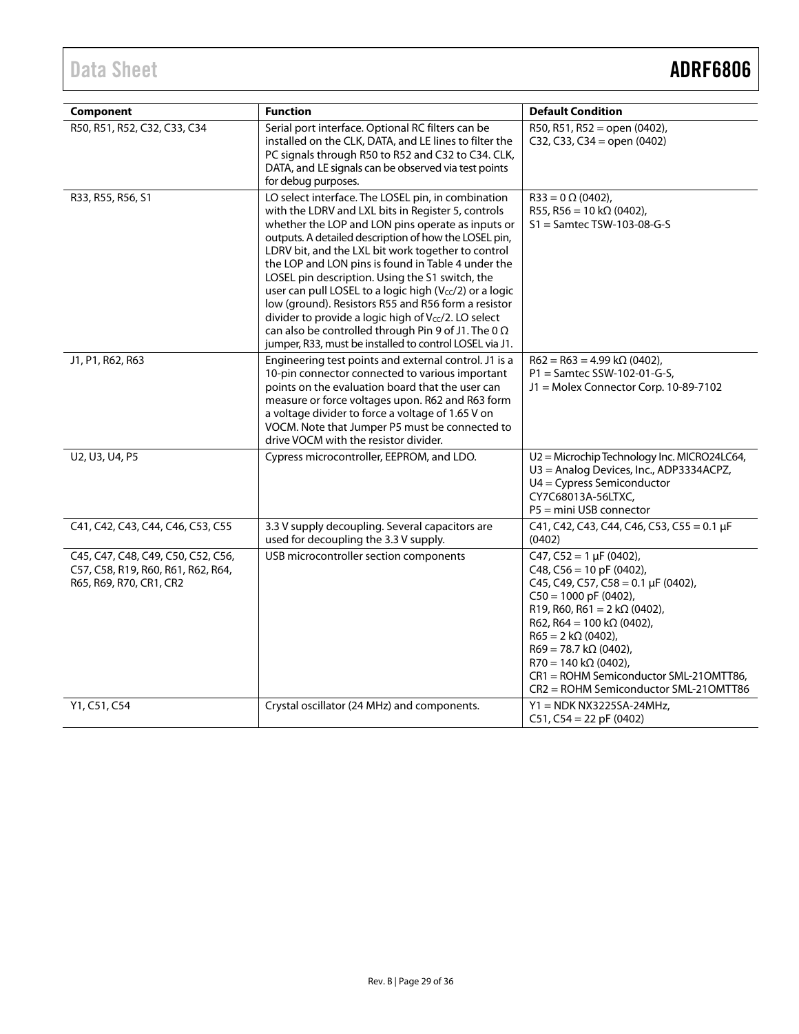| Component | Function | Default Condition |
|---|---|---|
| R50, R51, R52, C32, C33, C34 | Serial port interface. Optional RC filters can be installed on the CLK, DATA, and LE lines to filter the PC signals through R50 to R52 and C32 to C34. CLK, DATA, and LE signals can be observed via test points for debug purposes. | R50, R51, R52 = open (0402), C32, C33, C34 = open (0402) |
| R33, R55, R56, S1 | LO select interface. The LOSEL pin, in combination with the LDRV and LXL bits in Register 5, controls whether the LOP and LON pins operate as inputs or outputs. A detailed description of how the LOSEL pin, LDRV bit, and the LXL bit work together to control the LOP and LON pins is found in Table 4 under the LOSEL pin description. Using the S1 switch, the user can pull LOSEL to a logic high ($V_{CC}/2$) or a logic low (ground). Resistors R55 and R56 form a resistor divider to provide a logic high of $V_{CC}/2$. LO select can also be controlled through Pin 9 of J1. The 0 Ω jumper, R33, must be installed to control LOSEL via J1. | R33 = 0 Ω (0402), R55, R56 = 10 kΩ (0402), S1 = Samtec TSW-103-08-G-S |
| J1, P1, R62, R63 | Engineering test points and external control. J1 is a 10-pin connector connected to various important points on the evaluation board that the user can measure or force voltages upon. R62 and R63 form a voltage divider to force a voltage of 1.65 V on VOCM. Note that Jumper P5 must be connected to drive VOCM with the resistor divider. | R62 = R63 = 4.99 kΩ (0402), P1 = Samtec SSW-102-01-G-S, J1 = Molex Connector Corp. 10-89-7102 |
| U2, U3, U4, P5 | Cypress microcontroller, EEPROM, and LDO. | U2 = Microchip Technology Inc. MICRO24LC64, U3 = Analog Devices, Inc., ADP3334ACPZ, U4 = Cypress Semiconductor CY7C68013A-56LTXC, P5 = mini USB connector |
| C41, C42, C43, C44, C46, C53, C55 | 3.3 V supply decoupling. Several capacitors are used for decoupling the 3.3 V supply. | C41, C42, C43, C44, C46, C53, C55 = 0.1 µF (0402) |
| C45, C47, C48, C49, C50, C52, C56, C57, C58, R19, R60, R61, R62, R64, R65, R69, R70, CR1, CR2 | USB microcontroller section components | C47, C52 = 1 µF (0402), C48, C56 = 10 pF (0402), C45, C49, C57, C58 = 0.1 µF (0402), C50 = 1000 pF (0402), R19, R60, R61 = 2 kΩ (0402), R62, R64 = 100 kΩ (0402), R65 = 2 kΩ (0402), R69 = 78.7 kΩ (0402), R70 = 140 kΩ (0402), CR1 = ROHM Semiconductor SML-21OMTT86, CR2 = ROHM Semiconductor SML-21OMTT86 |
| Y1, C51, C54 | Crystal oscillator (24 MHz) and components. | Y1 = NDK NX3225SA-24MHz, C51, C54 = 22 pF (0402) |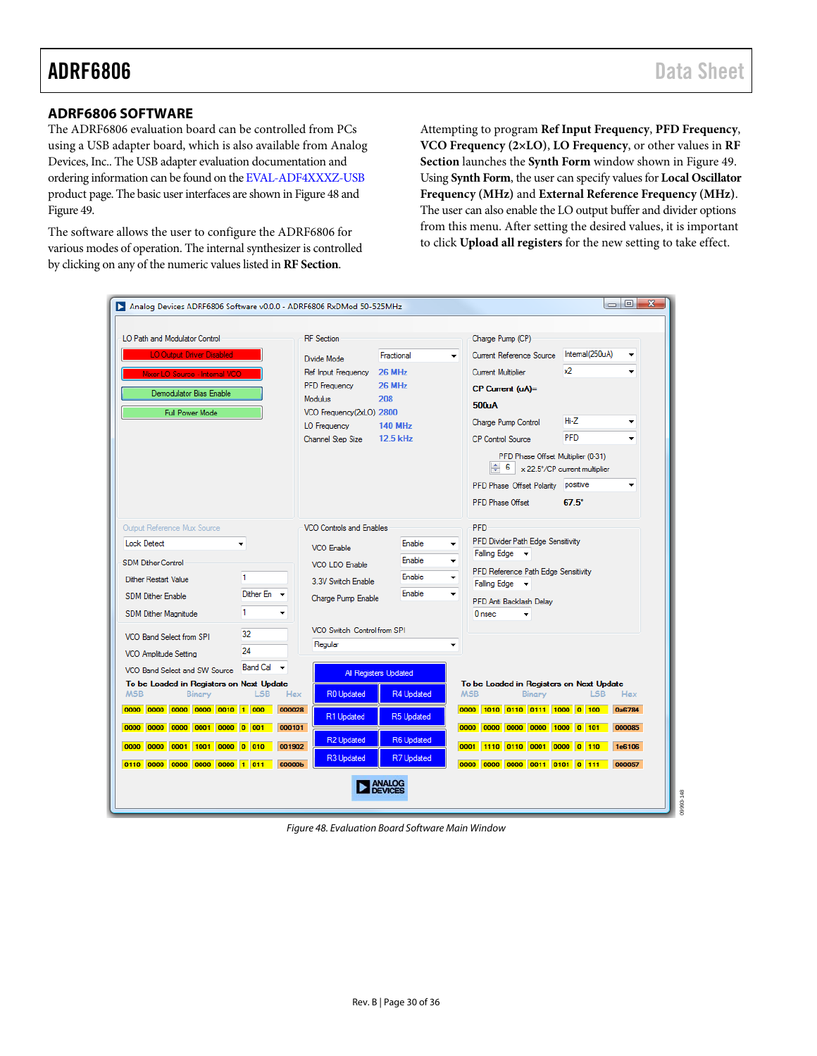## ADRF6806 SOFTWARE

The ADRF6806 evaluation board can be controlled from PCs using a USB adapter board, which is also available from Analog Devices, Inc.. The USB adapter evaluation documentation and ordering information can be found on the EVAL-ADF4XXXZ-USB product page. The basic user interfaces are shown in Figure 48 and Figure 49.

The software allows the user to configure the ADRF6806 for various modes of operation. The internal synthesizer is controlled by clicking on any of the numeric values listed in **RF Section**.

Attempting to program **Ref Input Frequency**, **PFD Frequency**, **VCO Frequency (2×LO)**, **LO Frequency**, or other values in **RF Section** launches the **Synth Form** window shown in Figure 49. Using **Synth Form**, the user can specify values for **Local Oscillator Frequency (MHz)** and **External Reference Frequency (MHz)**. The user can also enable the LO output buffer and divider options from this menu. After setting the desired values, it is important to click **Upload all registers** for the new setting to take effect.

*Figure 48. Evaluation Board Software Main Window*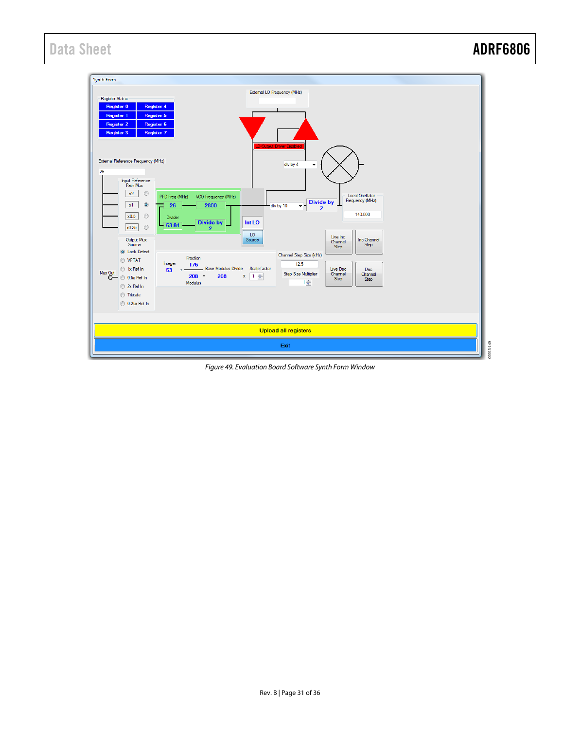Figure 49. Evaluation Board Software Synth Form Window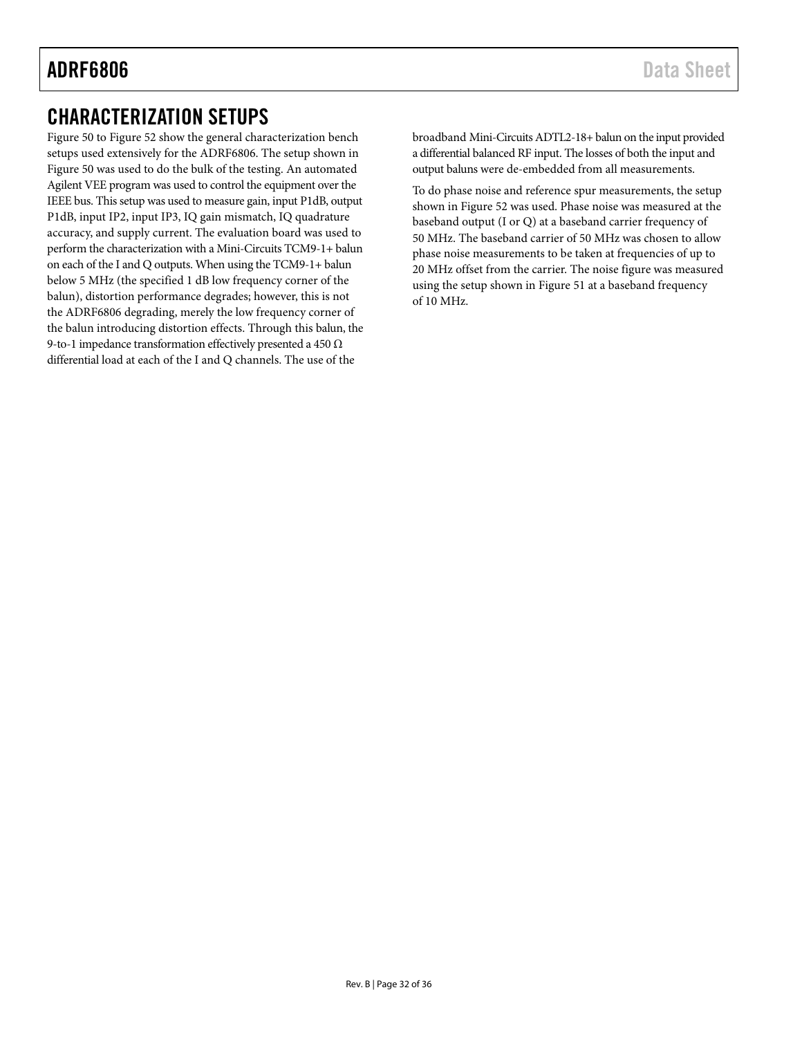## CHARACTERIZATION SETUPS

Figure 50 to Figure 52 show the general characterization bench setups used extensively for the ADRF6806. The setup shown in Figure 50 was used to do the bulk of the testing. An automated Agilent VEE program was used to control the equipment over the IEEE bus. This setup was used to measure gain, input P1dB, output P1dB, input IP2, input IP3, IQ gain mismatch, IQ quadrature accuracy, and supply current. The evaluation board was used to perform the characterization with a Mini-Circuits TCM9-1+ balun on each of the I and Q outputs. When using the TCM9-1+ balun below 5 MHz (the specified 1 dB low frequency corner of the balun), distortion performance degrades; however, this is not the ADRF6806 degrading, merely the low frequency corner of the balun introducing distortion effects. Through this balun, the 9-to-1 impedance transformation effectively presented a 450 Ω differential load at each of the I and Q channels. The use of the broadband Mini-Circuits ADTL2-18+ balun on the input provided a differential balanced RF input. The losses of both the input and output baluns were de-embedded from all measurements.

To do phase noise and reference spur measurements, the setup shown in Figure 52 was used. Phase noise was measured at the baseband output (I or Q) at a baseband carrier frequency of 50 MHz. The baseband carrier of 50 MHz was chosen to allow phase noise measurements to be taken at frequencies of up to 20 MHz offset from the carrier. The noise figure was measured using the setup shown in Figure 51 at a baseband frequency of 10 MHz.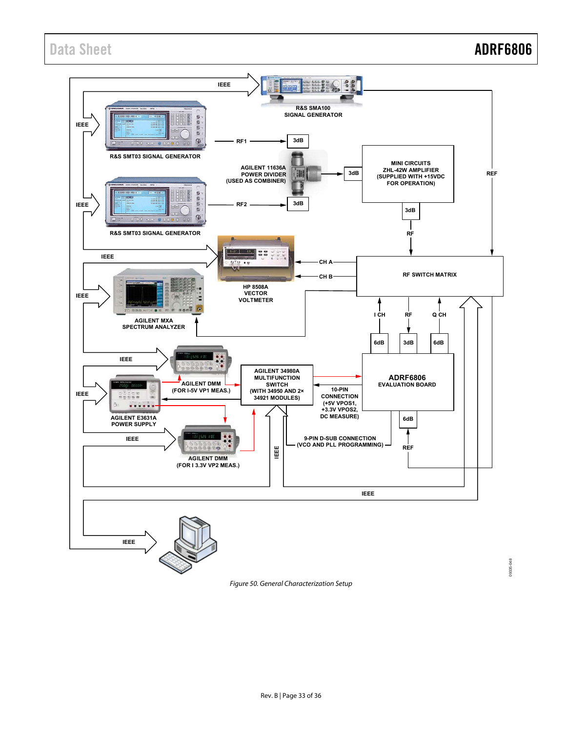IEEE

R&S SMA100
SIGNAL GENERATOR

IEEE

R&S SMT03 SIGNAL GENERATOR

RF1

3dB

AGILENT 11636A
POWER DIVIDER
(USED AS COMBINER)

3dB

MINI CIRCUITS
ZHL-42W AMPLIFIER
(SUPPLIED WITH +15VDC
FOR OPERATION)

REF

IEEE

RF2

3dB

3dB

R&S SMT03 SIGNAL GENERATOR

RF

IEEE

CH A

CH B

RF SWITCH MATRIX

HP 8508A
VECTOR
VOLTMETER

IEEE

AGILENT MXA
SPECTRUM ANALYZER

I CH

RF

Q CH

6dB

3dB

6dB

IEEE

AGILENT DMM
(FOR I-5V VP1 MEAS.)

AGILENT 34980A
MULTIFUNCTION
SWITCH
(WITH 34950 AND 2× 34921 MODULES)

ADRF6806
EVALUATION BOARD

10-PIN
CONNECTION
(+5V VPOS1,
+3.3V VPOS2,
DC MEASURE)

IEEE

AGILENT E3631A
POWER SUPPLY

6dB

IEEE

AGILENT DMM
(FOR I 3.3V VP2 MEAS.)

IEEE

9-PIN D-SUB CONNECTION
(VCO AND PLL PROGRAMMING)

REF

IEEE

IEEE

09335-048

*Figure 50. General Characterization Setup*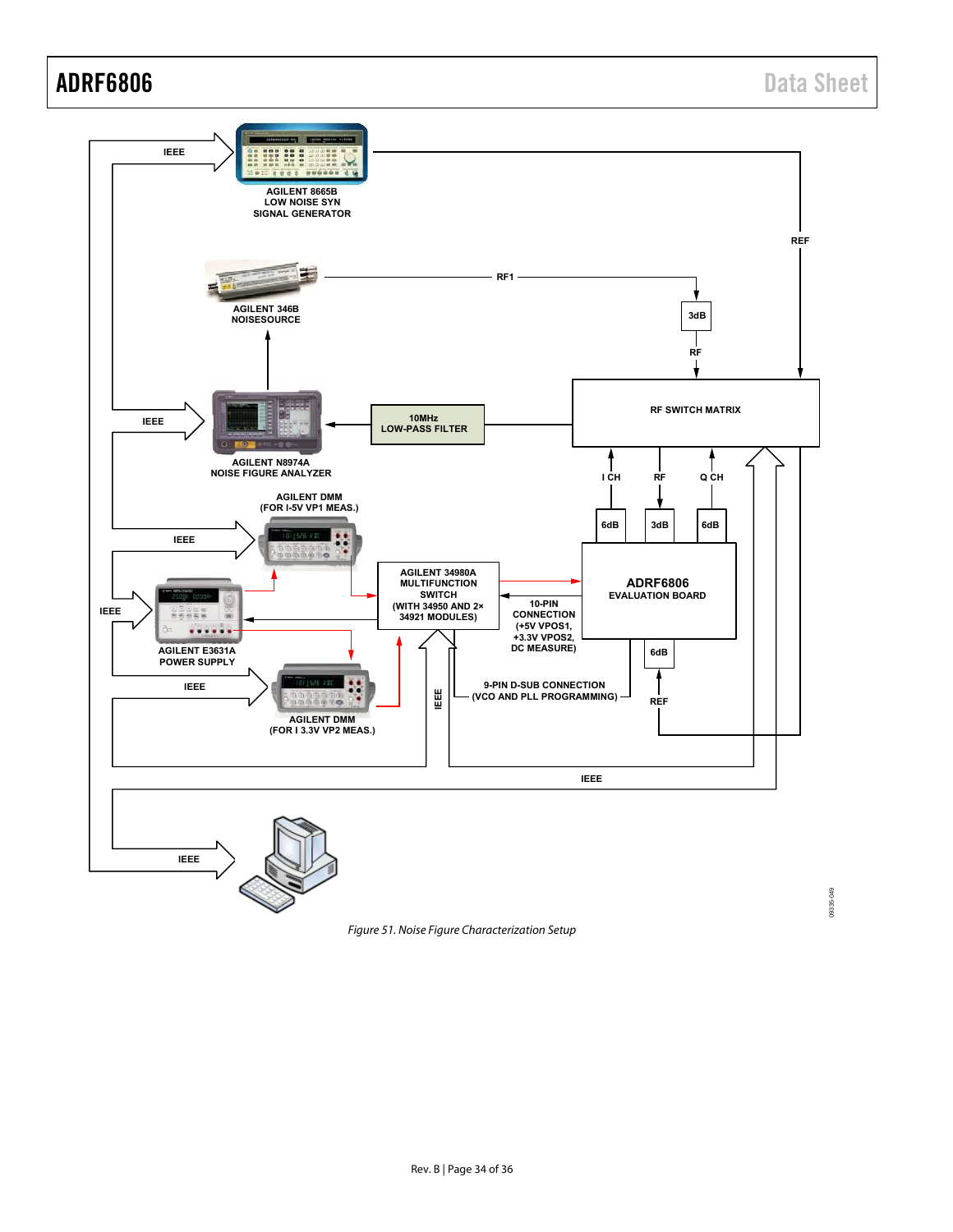AGILENT 8665B
LOW NOISE SYN
SIGNAL GENERATOR

AGILENT 346B
NOISESOURCE

AGILENT N8974A
NOISE FIGURE ANALYZER

10MHz
LOW-PASS FILTER

RF SWITCH MATRIX

AGILENT DMM
(FOR I-5V VP1 MEAS.)

AGILENT 34980A
MULTIFUNCTION
SWITCH
(WITH 34950 AND 2×
34921 MODULES)

ADRF6806
EVALUATION BOARD

10-PIN
CONNECTION
(+5V VPOS1,
+3.3V VPOS2,
DC MEASURE)

AGILENT E3631A
POWER SUPPLY

9-PIN D-SUB CONNECTION
(VCO AND PLL PROGRAMMING)

AGILENT DMM
(FOR I 3.3V VP2 MEAS.)

IEEE

RF1

REF

RF

3dB

6dB

I CH

Q CH

*Figure 51. Noise Figure Characterization Setup*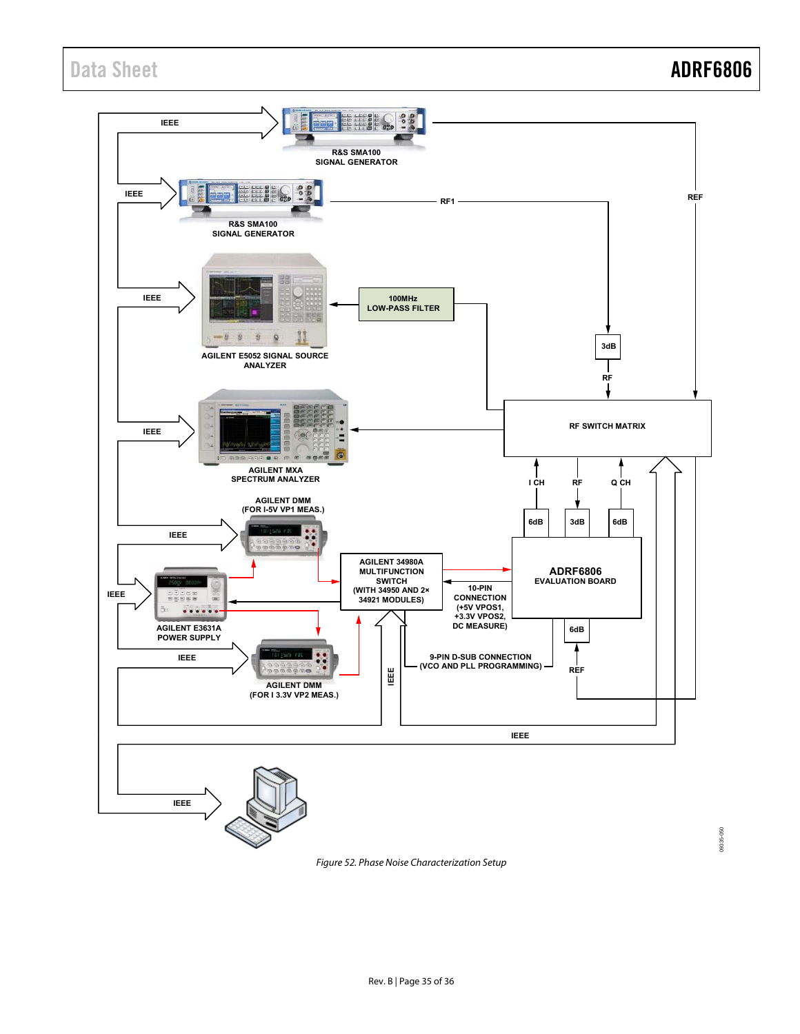IEEE

R&S SMA100
SIGNAL GENERATOR

IEEE

R&S SMA100
SIGNAL GENERATOR

RF1

REF

IEEE

AGILENT E5052 SIGNAL SOURCE
ANALYZER

100MHz
LOW-PASS FILTER

3dB

RF

RF SWITCH MATRIX

IEEE

AGILENT MXA
SPECTRUM ANALYZER

I CH

RF

Q CH

AGILENT DMM
(FOR I-5V VP1 MEAS.)

6dB

3dB

6dB

IEEE

ADRF6806
EVALUATION BOARD

AGILENT 34980A
MULTIFUNCTION
SWITCH
(WITH 34950 AND 2×
34921 MODULES)

10-PIN
CONNECTION
(+5V VPOS1,
+3.3V VPOS2,
DC MEASURE)

IEEE

AGILENT E3631A
POWER SUPPLY

6dB

IEEE

9-PIN D-SUB CONNECTION
(VCO AND PLL PROGRAMMING)

REF

AGILENT DMM
(FOR I 3.3V VP2 MEAS.)

IEEE

IEEE

IEEE

09335-050

*Figure 52. Phase Noise Characterization Setup*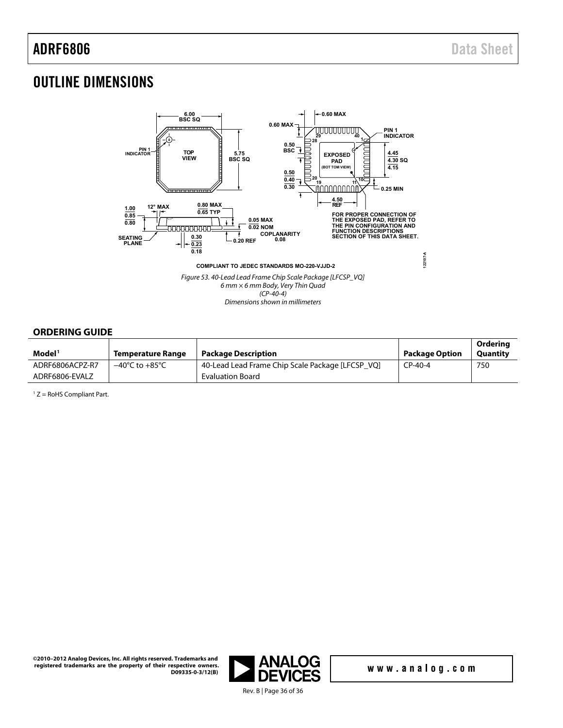# OUTLINE DIMENSIONS

6.00
BSC SQ

PIN 1
INDICATOR

TOP
VIEW

5.75
BSC SQ

0.60 MAX

0.60 MAX

PIN 1
INDICATOR

0.50
BSC

EXPOSED
PAD
(BOTTOM VIEW)

4.45
4.30 SQ
4.15

0.50
0.40
0.30

0.25 MIN

4.50
REF

FOR PROPER CONNECTION OF THE EXPOSED PAD, REFER TO THE PIN CONFIGURATION AND FUNCTION DESCRIPTIONS SECTION OF THIS DATA SHEET.

1.00
0.85
0.80

12° MAX

0.80 MAX
0.65 TYP

0.05 MAX
0.02 NOM

COPLANARITY
0.08

SEATING
PLANE

0.30
0.23
0.18

0.20 REF

COMPLIANT TO JEDEC STANDARDS MO-220-VJJD-2

122107-A

*Figure 53. 40-Lead Lead Frame Chip Scale Package [LFCSP_VQ]*
*6 mm × 6 mm Body, Very Thin Quad*
*(CP-40-4)*
*Dimensions shown in millimeters*

## ORDERING GUIDE

| Model[1] | Temperature Range | Package Description | Package Option | Ordering Quantity |
|---|---|---|---|---|
| ADRF6806ACPZ-R7 | −40°C to +85°C | 40-Lead Lead Frame Chip Scale Package [LFCSP_VQ] | CP-40-4 | 750 |
| ADRF6806-EVALZ | | Evaluation Board | | |

[1] Z = RoHS Compliant Part.

©2010–2012 Analog Devices, Inc. All rights reserved. Trademarks and registered trademarks are the property of their respective owners.
D09335-0-3/12(B)

www.analog.com